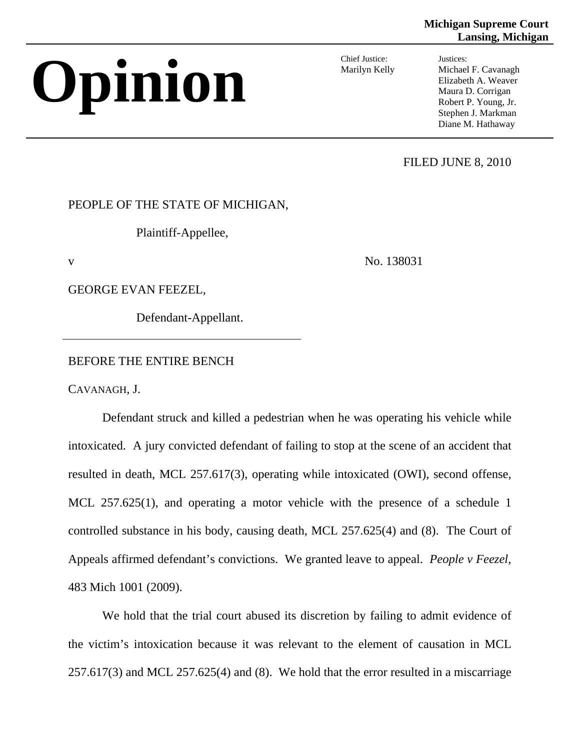**Michigan Supreme Court**
**Lansing, Michigan**

# Opinion

Chief Justice:
Marilyn Kelly

Justices:
Michael F. Cavanagh
Elizabeth A. Weaver
Maura D. Corrigan
Robert P. Young, Jr.
Stephen J. Markman
Diane M. Hathaway

FILED JUNE 8, 2010

PEOPLE OF THE STATE OF MICHIGAN,

Plaintiff-Appellee,

v No. 138031

GEORGE EVAN FEEZEL,

Defendant-Appellant.

---

BEFORE THE ENTIRE BENCH

CAVANAGH, J.

Defendant struck and killed a pedestrian when he was operating his vehicle while intoxicated. A jury convicted defendant of failing to stop at the scene of an accident that resulted in death, MCL 257.617(3), operating while intoxicated (OWI), second offense, MCL 257.625(1), and operating a motor vehicle with the presence of a schedule 1 controlled substance in his body, causing death, MCL 257.625(4) and (8). The Court of Appeals affirmed defendant's convictions. We granted leave to appeal. *People v Feezel*, 483 Mich 1001 (2009).

We hold that the trial court abused its discretion by failing to admit evidence of the victim's intoxication because it was relevant to the element of causation in MCL 257.617(3) and MCL 257.625(4) and (8). We hold that the error resulted in a miscarriage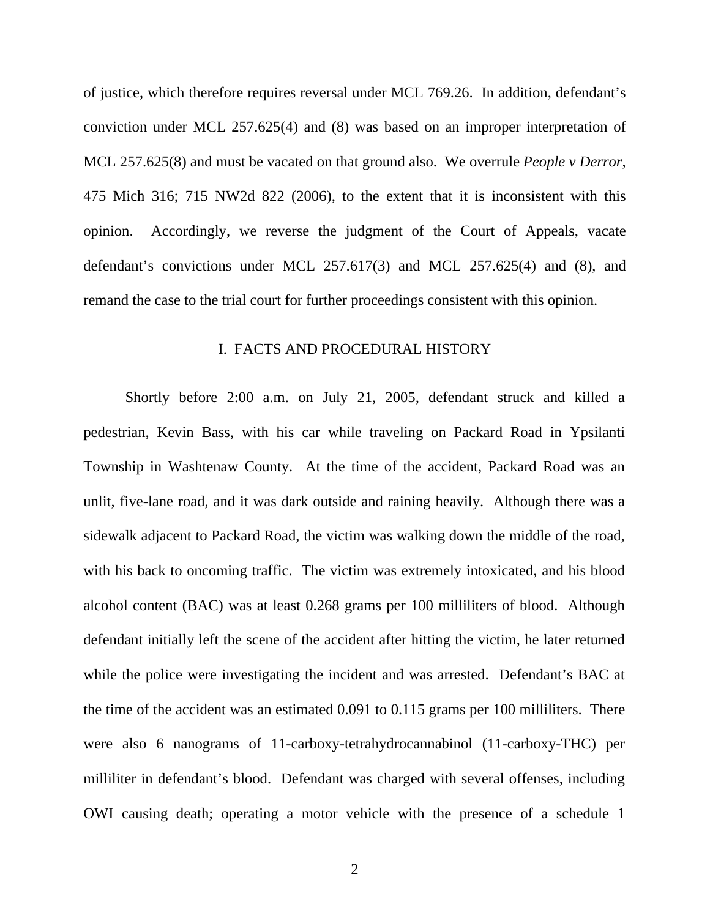of justice, which therefore requires reversal under MCL 769.26. In addition, defendant's conviction under MCL 257.625(4) and (8) was based on an improper interpretation of MCL 257.625(8) and must be vacated on that ground also. We overrule *People v Derror*, 475 Mich 316; 715 NW2d 822 (2006), to the extent that it is inconsistent with this opinion. Accordingly, we reverse the judgment of the Court of Appeals, vacate defendant's convictions under MCL 257.617(3) and MCL 257.625(4) and (8), and remand the case to the trial court for further proceedings consistent with this opinion.

## I. FACTS AND PROCEDURAL HISTORY

Shortly before 2:00 a.m. on July 21, 2005, defendant struck and killed a pedestrian, Kevin Bass, with his car while traveling on Packard Road in Ypsilanti Township in Washtenaw County. At the time of the accident, Packard Road was an unlit, five-lane road, and it was dark outside and raining heavily. Although there was a sidewalk adjacent to Packard Road, the victim was walking down the middle of the road, with his back to oncoming traffic. The victim was extremely intoxicated, and his blood alcohol content (BAC) was at least 0.268 grams per 100 milliliters of blood. Although defendant initially left the scene of the accident after hitting the victim, he later returned while the police were investigating the incident and was arrested. Defendant's BAC at the time of the accident was an estimated 0.091 to 0.115 grams per 100 milliliters. There were also 6 nanograms of 11-carboxy-tetrahydrocannabinol (11-carboxy-THC) per milliliter in defendant's blood. Defendant was charged with several offenses, including OWI causing death; operating a motor vehicle with the presence of a schedule 1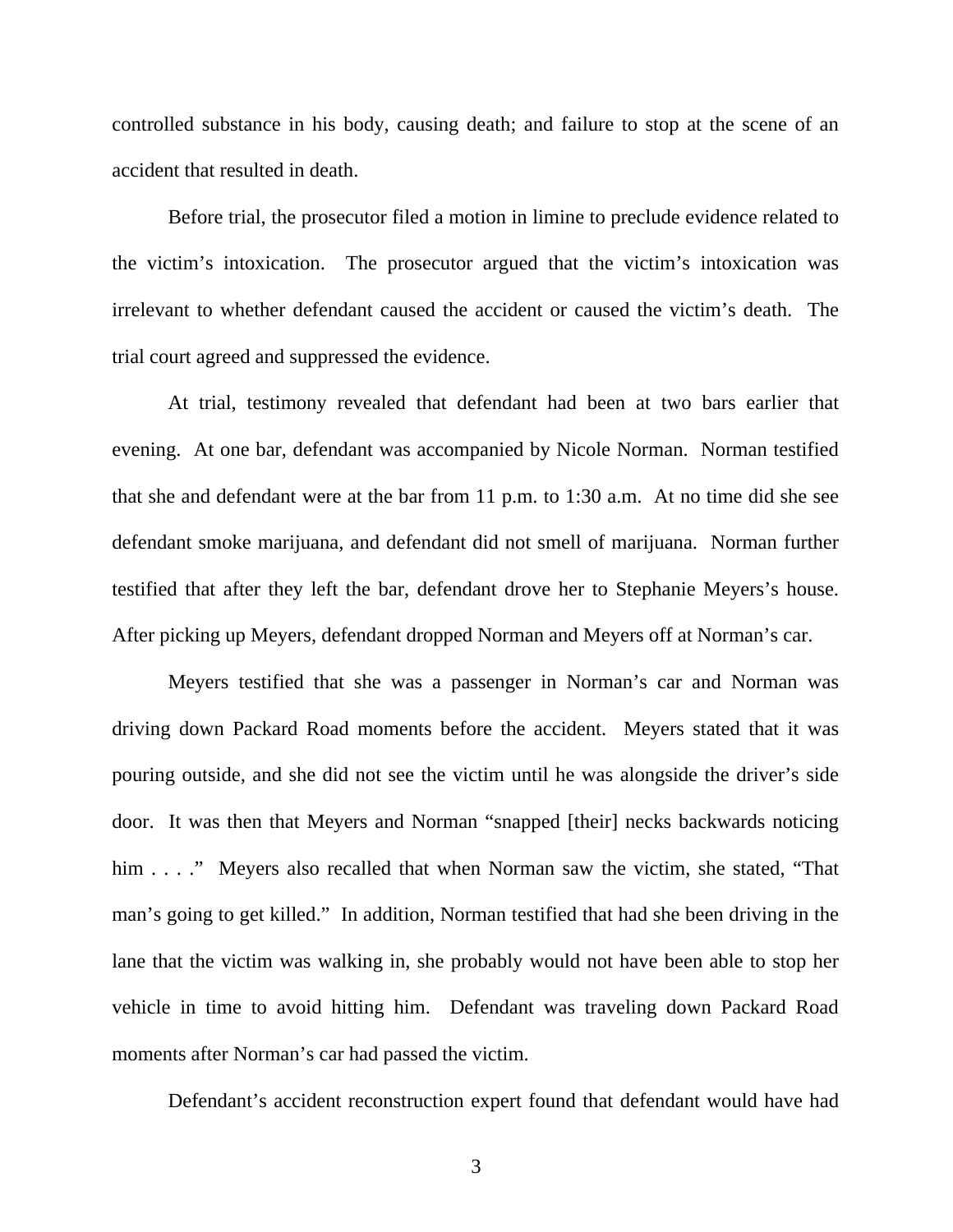controlled substance in his body, causing death; and failure to stop at the scene of an accident that resulted in death.

Before trial, the prosecutor filed a motion in limine to preclude evidence related to the victim's intoxication. The prosecutor argued that the victim's intoxication was irrelevant to whether defendant caused the accident or caused the victim's death. The trial court agreed and suppressed the evidence.

At trial, testimony revealed that defendant had been at two bars earlier that evening. At one bar, defendant was accompanied by Nicole Norman. Norman testified that she and defendant were at the bar from 11 p.m. to 1:30 a.m. At no time did she see defendant smoke marijuana, and defendant did not smell of marijuana. Norman further testified that after they left the bar, defendant drove her to Stephanie Meyers's house. After picking up Meyers, defendant dropped Norman and Meyers off at Norman's car.

Meyers testified that she was a passenger in Norman's car and Norman was driving down Packard Road moments before the accident. Meyers stated that it was pouring outside, and she did not see the victim until he was alongside the driver's side door. It was then that Meyers and Norman "snapped [their] necks backwards noticing him . . . ." Meyers also recalled that when Norman saw the victim, she stated, "That man's going to get killed." In addition, Norman testified that had she been driving in the lane that the victim was walking in, she probably would not have been able to stop her vehicle in time to avoid hitting him. Defendant was traveling down Packard Road moments after Norman's car had passed the victim.

Defendant's accident reconstruction expert found that defendant would have had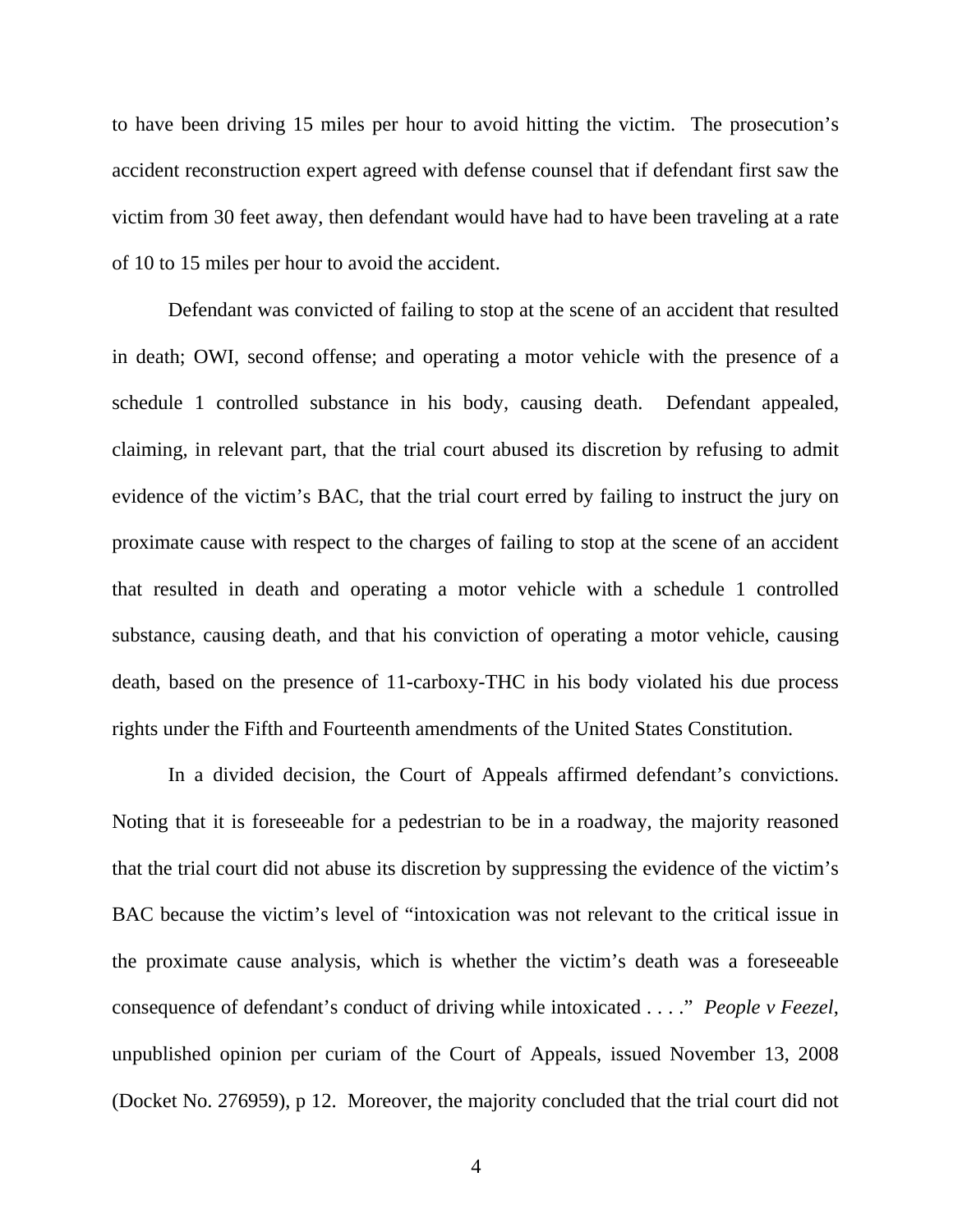to have been driving 15 miles per hour to avoid hitting the victim. The prosecution's accident reconstruction expert agreed with defense counsel that if defendant first saw the victim from 30 feet away, then defendant would have had to have been traveling at a rate of 10 to 15 miles per hour to avoid the accident.

Defendant was convicted of failing to stop at the scene of an accident that resulted in death; OWI, second offense; and operating a motor vehicle with the presence of a schedule 1 controlled substance in his body, causing death. Defendant appealed, claiming, in relevant part, that the trial court abused its discretion by refusing to admit evidence of the victim's BAC, that the trial court erred by failing to instruct the jury on proximate cause with respect to the charges of failing to stop at the scene of an accident that resulted in death and operating a motor vehicle with a schedule 1 controlled substance, causing death, and that his conviction of operating a motor vehicle, causing death, based on the presence of 11-carboxy-THC in his body violated his due process rights under the Fifth and Fourteenth amendments of the United States Constitution.

In a divided decision, the Court of Appeals affirmed defendant's convictions. Noting that it is foreseeable for a pedestrian to be in a roadway, the majority reasoned that the trial court did not abuse its discretion by suppressing the evidence of the victim's BAC because the victim's level of "intoxication was not relevant to the critical issue in the proximate cause analysis, which is whether the victim's death was a foreseeable consequence of defendant's conduct of driving while intoxicated . . . ." *People v Feezel*, unpublished opinion per curiam of the Court of Appeals, issued November 13, 2008 (Docket No. 276959), p 12. Moreover, the majority concluded that the trial court did not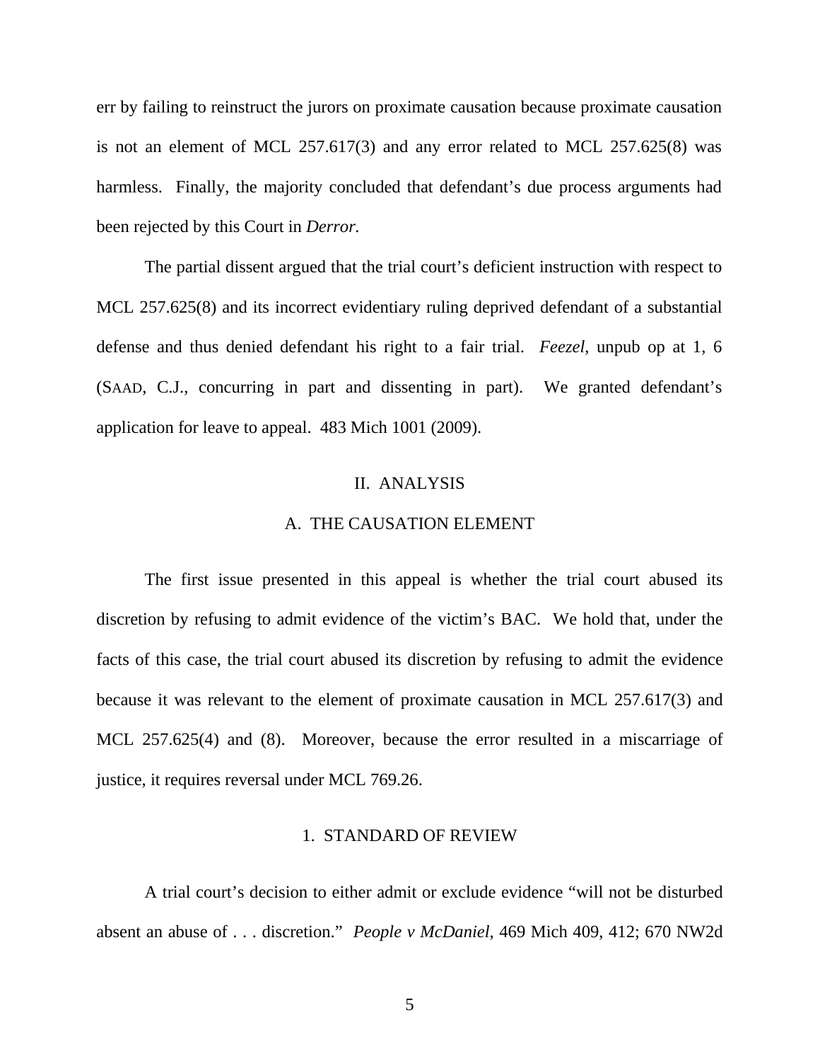err by failing to reinstruct the jurors on proximate causation because proximate causation is not an element of MCL 257.617(3) and any error related to MCL 257.625(8) was harmless. Finally, the majority concluded that defendant's due process arguments had been rejected by this Court in *Derror.*

The partial dissent argued that the trial court's deficient instruction with respect to MCL 257.625(8) and its incorrect evidentiary ruling deprived defendant of a substantial defense and thus denied defendant his right to a fair trial. *Feezel*, unpub op at 1, 6 (SAAD, C.J., concurring in part and dissenting in part). We granted defendant's application for leave to appeal. 483 Mich 1001 (2009).

## II. ANALYSIS

### A. THE CAUSATION ELEMENT

The first issue presented in this appeal is whether the trial court abused its discretion by refusing to admit evidence of the victim's BAC. We hold that, under the facts of this case, the trial court abused its discretion by refusing to admit the evidence because it was relevant to the element of proximate causation in MCL 257.617(3) and MCL 257.625(4) and (8). Moreover, because the error resulted in a miscarriage of justice, it requires reversal under MCL 769.26.

#### 1. STANDARD OF REVIEW

A trial court's decision to either admit or exclude evidence "will not be disturbed absent an abuse of . . . discretion." *People v McDaniel*, 469 Mich 409, 412; 670 NW2d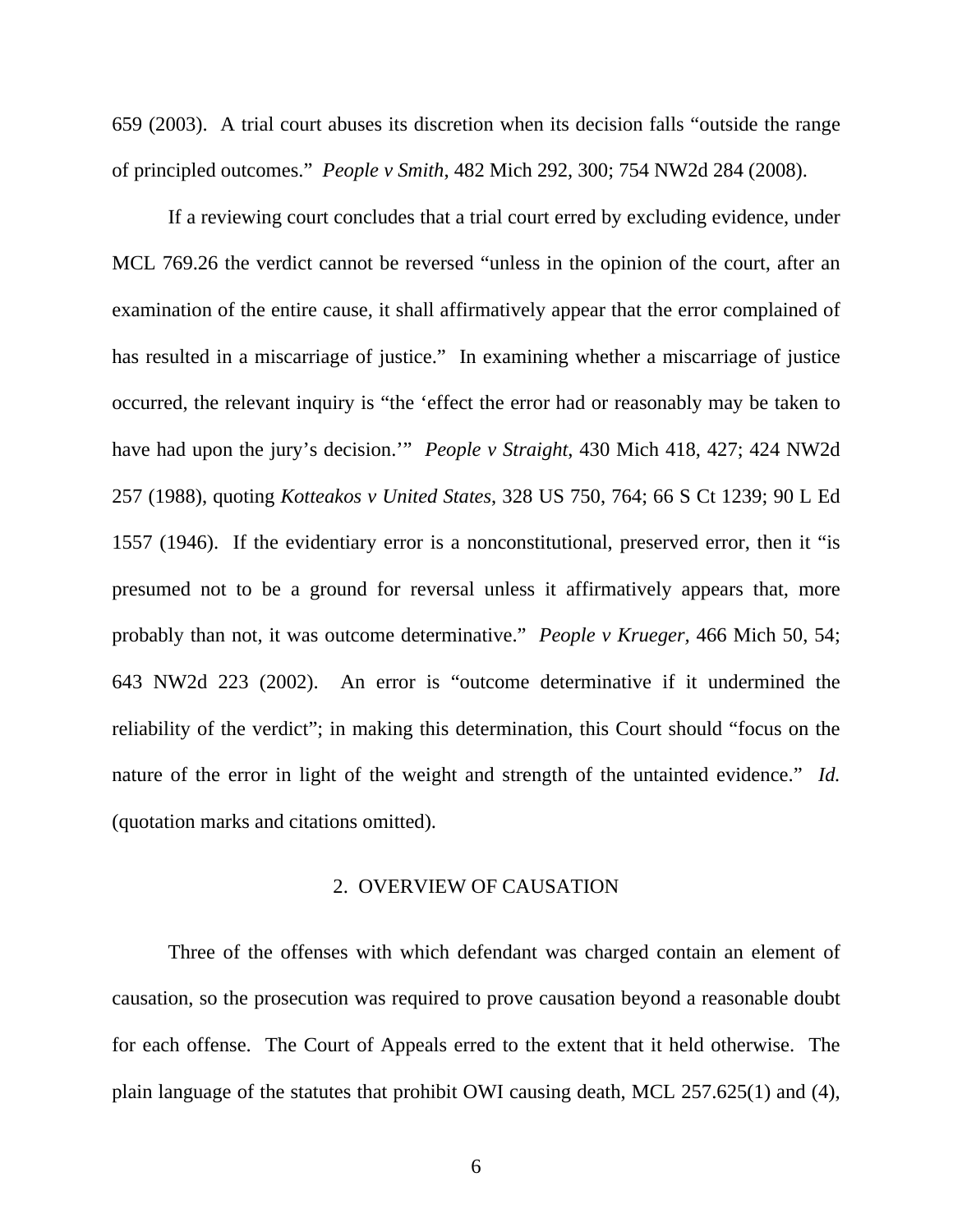659 (2003). A trial court abuses its discretion when its decision falls "outside the range of principled outcomes." *People v Smith*, 482 Mich 292, 300; 754 NW2d 284 (2008).

If a reviewing court concludes that a trial court erred by excluding evidence, under MCL 769.26 the verdict cannot be reversed "unless in the opinion of the court, after an examination of the entire cause, it shall affirmatively appear that the error complained of has resulted in a miscarriage of justice." In examining whether a miscarriage of justice occurred, the relevant inquiry is "the 'effect the error had or reasonably may be taken to have had upon the jury's decision.'" *People v Straight*, 430 Mich 418, 427; 424 NW2d 257 (1988), quoting *Kotteakos v United States*, 328 US 750, 764; 66 S Ct 1239; 90 L Ed 1557 (1946). If the evidentiary error is a nonconstitutional, preserved error, then it "is presumed not to be a ground for reversal unless it affirmatively appears that, more probably than not, it was outcome determinative." *People v Krueger*, 466 Mich 50, 54; 643 NW2d 223 (2002). An error is "outcome determinative if it undermined the reliability of the verdict"; in making this determination, this Court should "focus on the nature of the error in light of the weight and strength of the untainted evidence." *Id.* (quotation marks and citations omitted).

## 2. OVERVIEW OF CAUSATION

Three of the offenses with which defendant was charged contain an element of causation, so the prosecution was required to prove causation beyond a reasonable doubt for each offense. The Court of Appeals erred to the extent that it held otherwise. The plain language of the statutes that prohibit OWI causing death, MCL 257.625(1) and (4),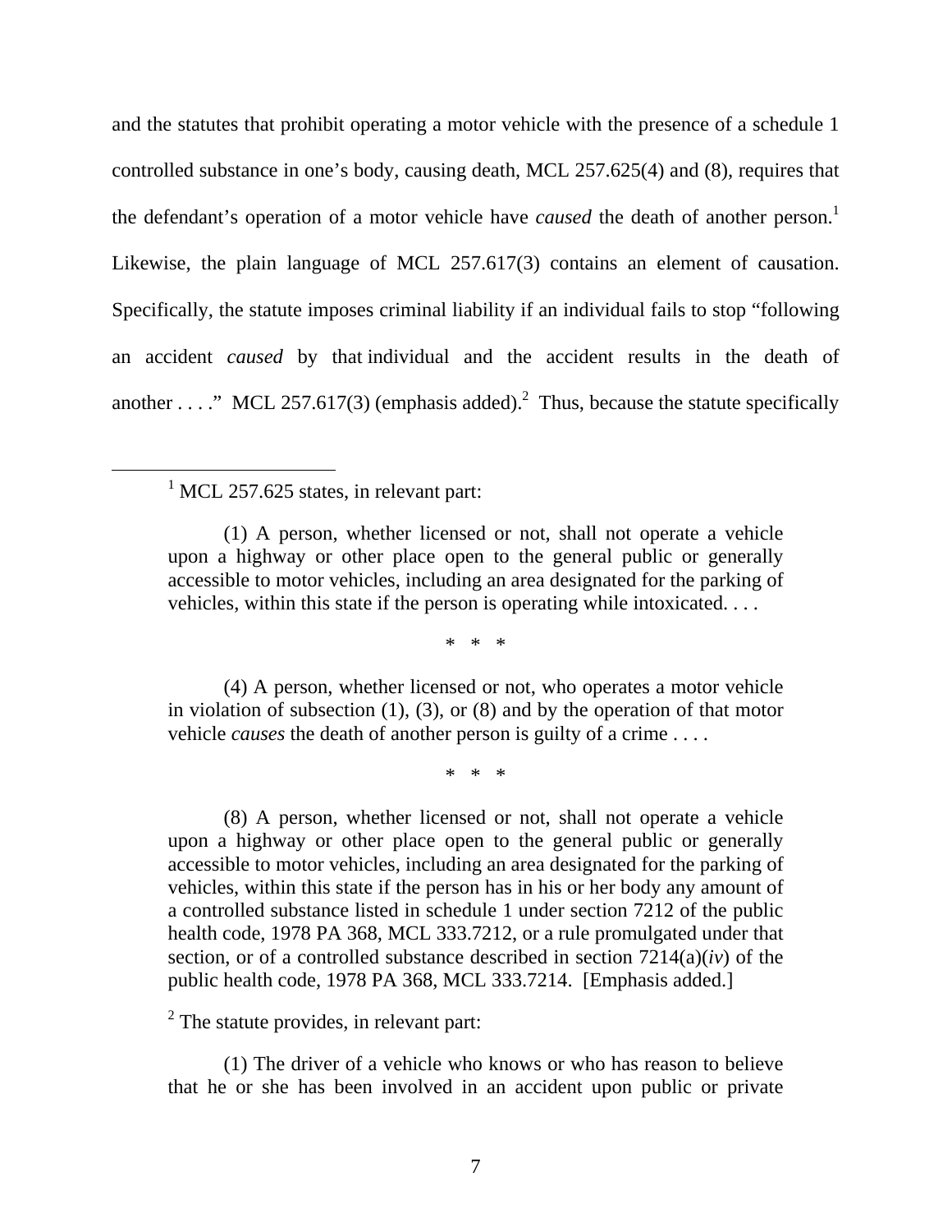and the statutes that prohibit operating a motor vehicle with the presence of a schedule 1 controlled substance in one's body, causing death, MCL 257.625(4) and (8), requires that the defendant's operation of a motor vehicle have *caused* the death of another person.[1] Likewise, the plain language of MCL 257.617(3) contains an element of causation. Specifically, the statute imposes criminal liability if an individual fails to stop "following an accident *caused* by that individual and the accident results in the death of another . . . ." MCL 257.617(3) (emphasis added).[2] Thus, because the statute specifically

---

[1] MCL 257.625 states, in relevant part:

> (1) A person, whether licensed or not, shall not operate a vehicle upon a highway or other place open to the general public or generally accessible to motor vehicles, including an area designated for the parking of vehicles, within this state if the person is operating while intoxicated. . . .
>
> \* \* \*
>
> (4) A person, whether licensed or not, who operates a motor vehicle in violation of subsection (1), (3), or (8) and by the operation of that motor vehicle *causes* the death of another person is guilty of a crime . . . .
>
> \* \* \*
>
> (8) A person, whether licensed or not, shall not operate a vehicle upon a highway or other place open to the general public or generally accessible to motor vehicles, including an area designated for the parking of vehicles, within this state if the person has in his or her body any amount of a controlled substance listed in schedule 1 under section 7212 of the public health code, 1978 PA 368, MCL 333.7212, or a rule promulgated under that section, or of a controlled substance described in section 7214(a)(*iv*) of the public health code, 1978 PA 368, MCL 333.7214. [Emphasis added.]

[2] The statute provides, in relevant part:

> (1) The driver of a vehicle who knows or who has reason to believe that he or she has been involved in an accident upon public or private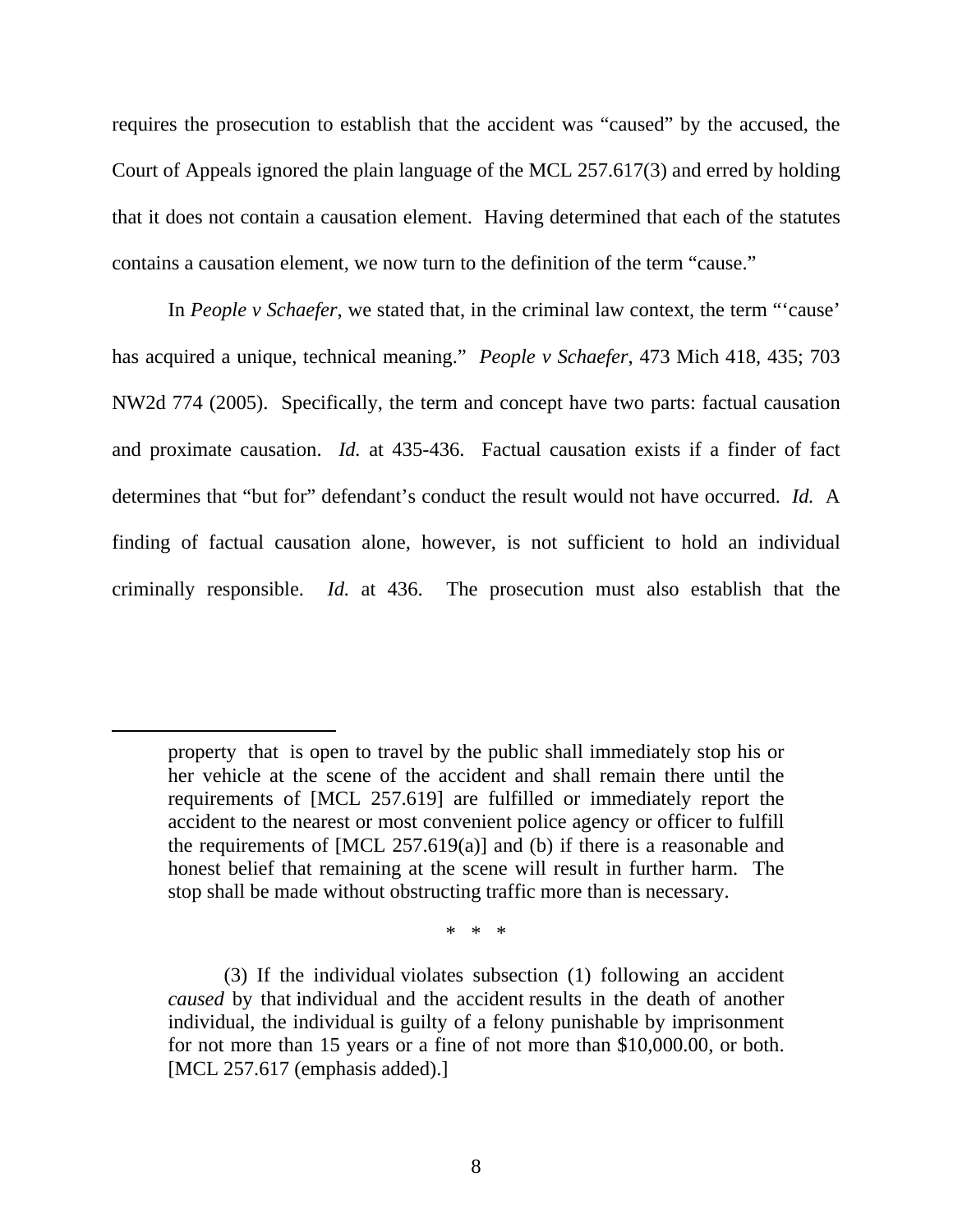requires the prosecution to establish that the accident was "caused" by the accused, the Court of Appeals ignored the plain language of the MCL 257.617(3) and erred by holding that it does not contain a causation element. Having determined that each of the statutes contains a causation element, we now turn to the definition of the term "cause."

In *People v Schaefer*, we stated that, in the criminal law context, the term "'cause' has acquired a unique, technical meaning." *People v Schaefer*, 473 Mich 418, 435; 703 NW2d 774 (2005). Specifically, the term and concept have two parts: factual causation and proximate causation. *Id.* at 435-436. Factual causation exists if a finder of fact determines that "but for" defendant's conduct the result would not have occurred. *Id.* A finding of factual causation alone, however, is not sufficient to hold an individual criminally responsible. *Id.* at 436. The prosecution must also establish that the

---

> property that is open to travel by the public shall immediately stop his or her vehicle at the scene of the accident and shall remain there until the requirements of [MCL 257.619] are fulfilled or immediately report the accident to the nearest or most convenient police agency or officer to fulfill the requirements of [MCL 257.619(a)] and (b) if there is a reasonable and honest belief that remaining at the scene will result in further harm. The stop shall be made without obstructing traffic more than is necessary.
>
> \* \* \*
>
> (3) If the individual violates subsection (1) following an accident *caused* by that individual and the accident results in the death of another individual, the individual is guilty of a felony punishable by imprisonment for not more than 15 years or a fine of not more than $10,000.00, or both. [MCL 257.617 (emphasis added).]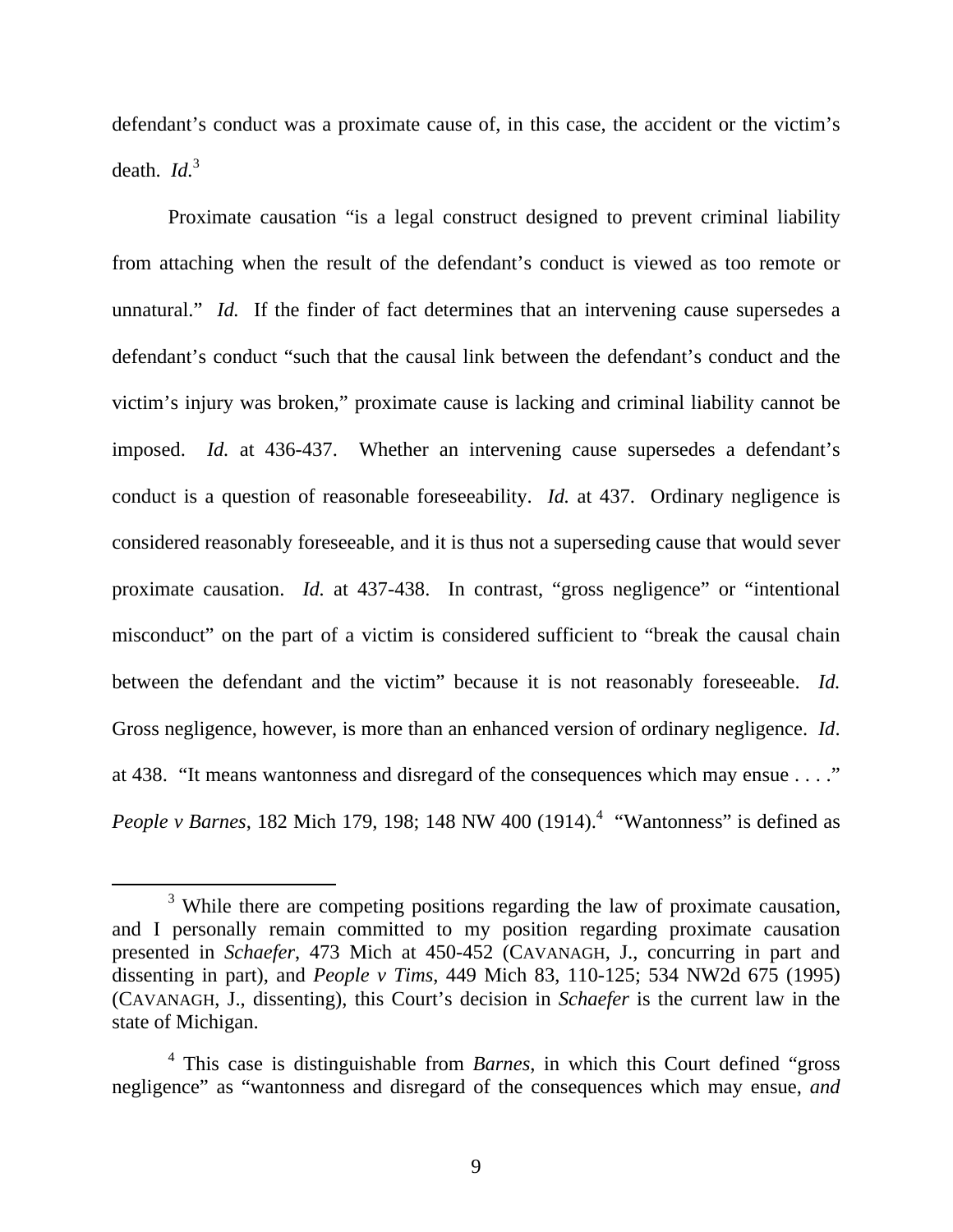defendant's conduct was a proximate cause of, in this case, the accident or the victim's death. *Id.*[3]

Proximate causation "is a legal construct designed to prevent criminal liability from attaching when the result of the defendant's conduct is viewed as too remote or unnatural." *Id.* If the finder of fact determines that an intervening cause supersedes a defendant's conduct "such that the causal link between the defendant's conduct and the victim's injury was broken," proximate cause is lacking and criminal liability cannot be imposed. *Id.* at 436-437. Whether an intervening cause supersedes a defendant's conduct is a question of reasonable foreseeability. *Id.* at 437. Ordinary negligence is considered reasonably foreseeable, and it is thus not a superseding cause that would sever proximate causation. *Id.* at 437-438. In contrast, "gross negligence" or "intentional misconduct" on the part of a victim is considered sufficient to "break the causal chain between the defendant and the victim" because it is not reasonably foreseeable. *Id.* Gross negligence, however, is more than an enhanced version of ordinary negligence. *Id*. at 438. "It means wantonness and disregard of the consequences which may ensue . . . ." *People v Barnes*, 182 Mich 179, 198; 148 NW 400 (1914).[4] "Wantonness" is defined as

---

[3] While there are competing positions regarding the law of proximate causation, and I personally remain committed to my position regarding proximate causation presented in *Schaefer*, 473 Mich at 450-452 (CAVANAGH, J., concurring in part and dissenting in part), and *People v Tims*, 449 Mich 83, 110-125; 534 NW2d 675 (1995) (CAVANAGH, J., dissenting), this Court's decision in *Schaefer* is the current law in the state of Michigan.

[4] This case is distinguishable from *Barnes*, in which this Court defined "gross negligence" as "wantonness and disregard of the consequences which may ensue, *and*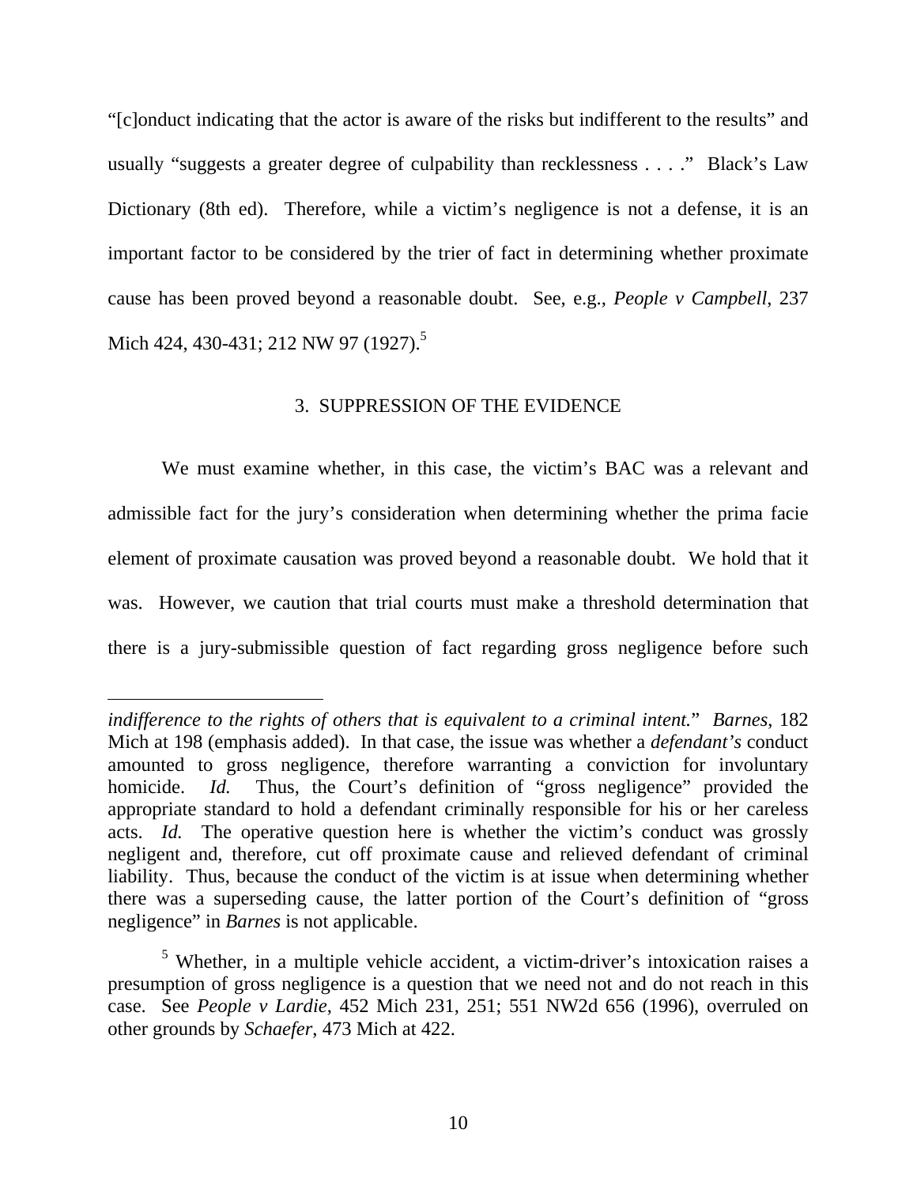"[c]onduct indicating that the actor is aware of the risks but indifferent to the results" and usually "suggests a greater degree of culpability than recklessness . . . ." Black's Law Dictionary (8th ed). Therefore, while a victim's negligence is not a defense, it is an important factor to be considered by the trier of fact in determining whether proximate cause has been proved beyond a reasonable doubt. See, e.g., *People v Campbell*, 237 Mich 424, 430-431; 212 NW 97 (1927).[5]

### 3. SUPPRESSION OF THE EVIDENCE

We must examine whether, in this case, the victim's BAC was a relevant and admissible fact for the jury's consideration when determining whether the prima facie element of proximate causation was proved beyond a reasonable doubt. We hold that it was. However, we caution that trial courts must make a threshold determination that there is a jury-submissible question of fact regarding gross negligence before such

---

*indifference to the rights of others that is equivalent to a criminal intent.*" *Barnes*, 182 Mich at 198 (emphasis added). In that case, the issue was whether a *defendant's* conduct amounted to gross negligence, therefore warranting a conviction for involuntary homicide. *Id.* Thus, the Court's definition of "gross negligence" provided the appropriate standard to hold a defendant criminally responsible for his or her careless acts. *Id.* The operative question here is whether the victim's conduct was grossly negligent and, therefore, cut off proximate cause and relieved defendant of criminal liability. Thus, because the conduct of the victim is at issue when determining whether there was a superseding cause, the latter portion of the Court's definition of "gross negligence" in *Barnes* is not applicable.

[5] Whether, in a multiple vehicle accident, a victim-driver's intoxication raises a presumption of gross negligence is a question that we need not and do not reach in this case. See *People v Lardie*, 452 Mich 231, 251; 551 NW2d 656 (1996), overruled on other grounds by *Schaefer*, 473 Mich at 422.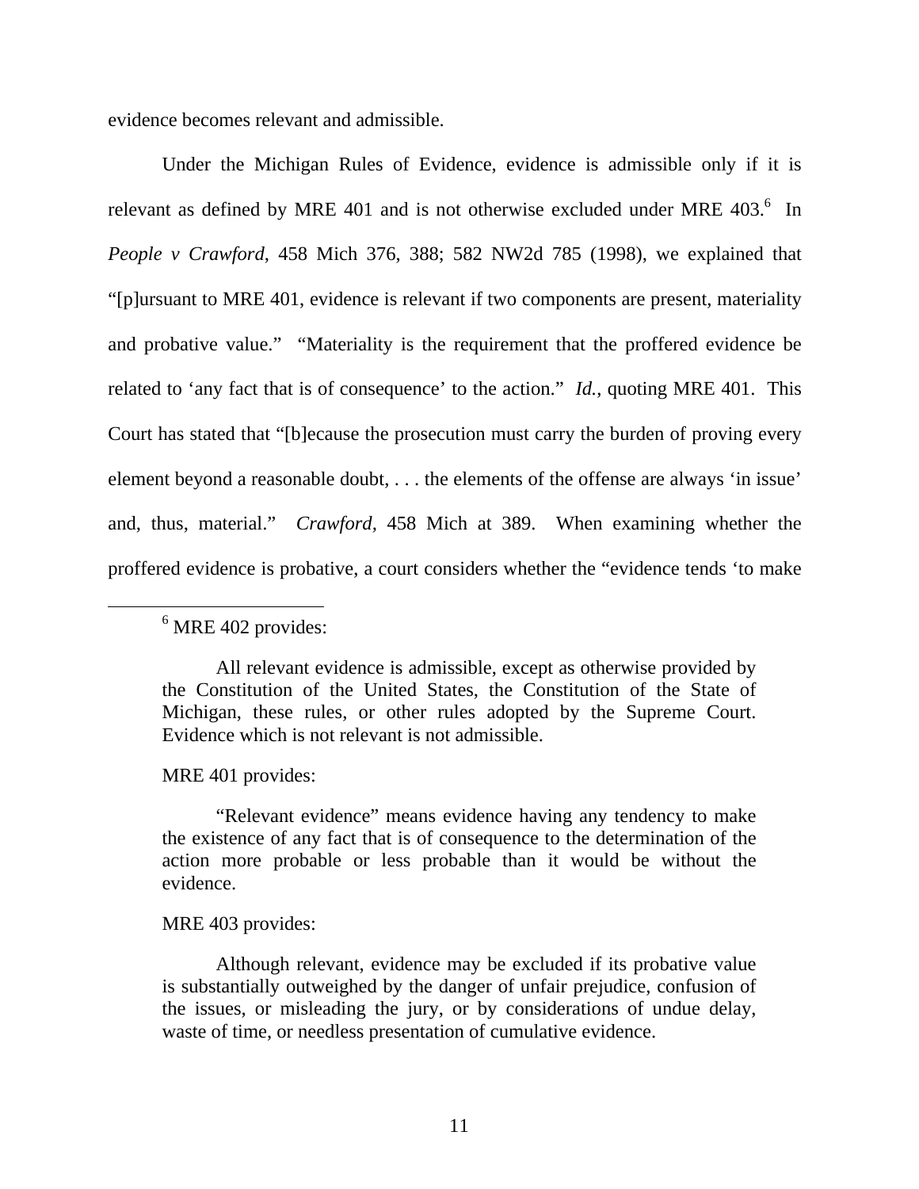evidence becomes relevant and admissible.

Under the Michigan Rules of Evidence, evidence is admissible only if it is relevant as defined by MRE 401 and is not otherwise excluded under MRE 403.[6] In *People v Crawford*, 458 Mich 376, 388; 582 NW2d 785 (1998), we explained that "[p]ursuant to MRE 401, evidence is relevant if two components are present, materiality and probative value." "Materiality is the requirement that the proffered evidence be related to 'any fact that is of consequence' to the action." *Id.*, quoting MRE 401. This Court has stated that "[b]ecause the prosecution must carry the burden of proving every element beyond a reasonable doubt, . . . the elements of the offense are always 'in issue' and, thus, material." *Crawford,* 458 Mich at 389. When examining whether the proffered evidence is probative, a court considers whether the "evidence tends 'to make

---

[6] MRE 402 provides:

> All relevant evidence is admissible, except as otherwise provided by the Constitution of the United States, the Constitution of the State of Michigan, these rules, or other rules adopted by the Supreme Court. Evidence which is not relevant is not admissible.

MRE 401 provides:

> "Relevant evidence" means evidence having any tendency to make the existence of any fact that is of consequence to the determination of the action more probable or less probable than it would be without the evidence.

MRE 403 provides:

> Although relevant, evidence may be excluded if its probative value is substantially outweighed by the danger of unfair prejudice, confusion of the issues, or misleading the jury, or by considerations of undue delay, waste of time, or needless presentation of cumulative evidence.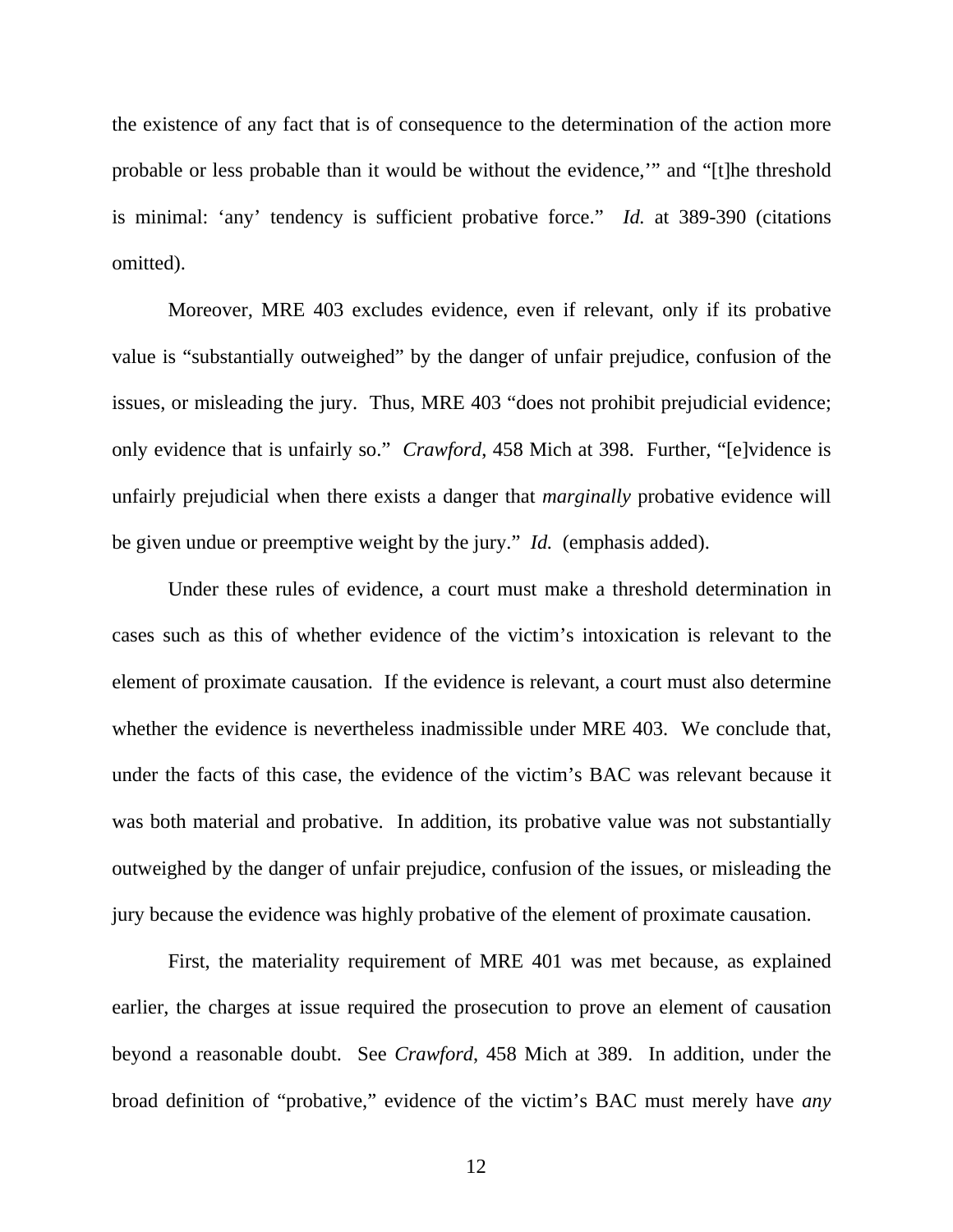the existence of any fact that is of consequence to the determination of the action more probable or less probable than it would be without the evidence,'" and "[t]he threshold is minimal: 'any' tendency is sufficient probative force." *Id.* at 389-390 (citations omitted).

Moreover, MRE 403 excludes evidence, even if relevant, only if its probative value is "substantially outweighed" by the danger of unfair prejudice, confusion of the issues, or misleading the jury. Thus, MRE 403 "does not prohibit prejudicial evidence; only evidence that is unfairly so." *Crawford*, 458 Mich at 398. Further, "[e]vidence is unfairly prejudicial when there exists a danger that *marginally* probative evidence will be given undue or preemptive weight by the jury." *Id.* (emphasis added).

Under these rules of evidence, a court must make a threshold determination in cases such as this of whether evidence of the victim's intoxication is relevant to the element of proximate causation. If the evidence is relevant, a court must also determine whether the evidence is nevertheless inadmissible under MRE 403. We conclude that, under the facts of this case, the evidence of the victim's BAC was relevant because it was both material and probative. In addition, its probative value was not substantially outweighed by the danger of unfair prejudice, confusion of the issues, or misleading the jury because the evidence was highly probative of the element of proximate causation.

First, the materiality requirement of MRE 401 was met because, as explained earlier, the charges at issue required the prosecution to prove an element of causation beyond a reasonable doubt. See *Crawford*, 458 Mich at 389. In addition, under the broad definition of "probative," evidence of the victim's BAC must merely have *any*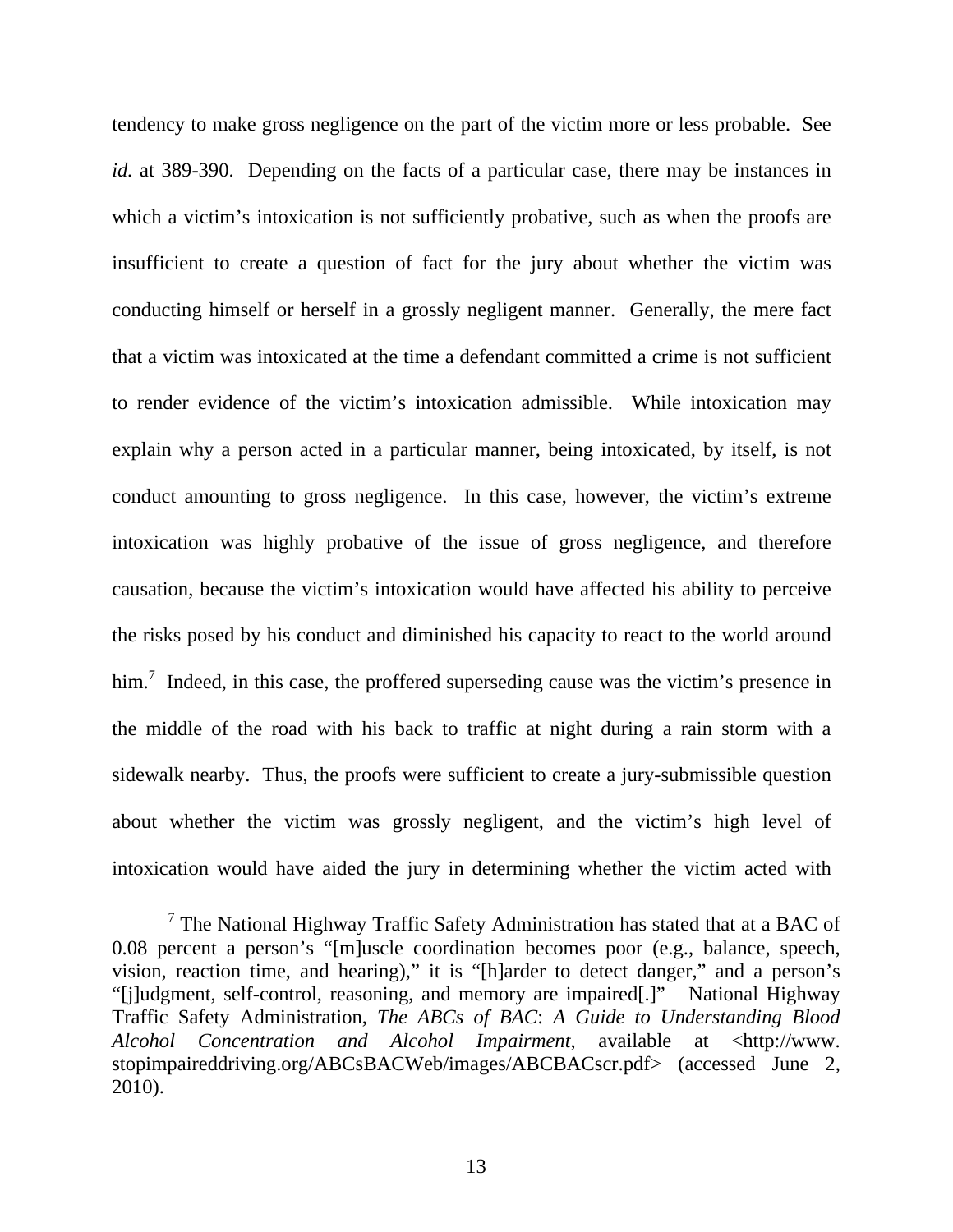tendency to make gross negligence on the part of the victim more or less probable. See *id.* at 389-390. Depending on the facts of a particular case, there may be instances in which a victim's intoxication is not sufficiently probative, such as when the proofs are insufficient to create a question of fact for the jury about whether the victim was conducting himself or herself in a grossly negligent manner. Generally, the mere fact that a victim was intoxicated at the time a defendant committed a crime is not sufficient to render evidence of the victim's intoxication admissible. While intoxication may explain why a person acted in a particular manner, being intoxicated, by itself, is not conduct amounting to gross negligence. In this case, however, the victim's extreme intoxication was highly probative of the issue of gross negligence, and therefore causation, because the victim's intoxication would have affected his ability to perceive the risks posed by his conduct and diminished his capacity to react to the world around him.[7] Indeed, in this case, the proffered superseding cause was the victim's presence in the middle of the road with his back to traffic at night during a rain storm with a sidewalk nearby. Thus, the proofs were sufficient to create a jury-submissible question about whether the victim was grossly negligent, and the victim's high level of intoxication would have aided the jury in determining whether the victim acted with

---

[7] The National Highway Traffic Safety Administration has stated that at a BAC of 0.08 percent a person's "[m]uscle coordination becomes poor (e.g., balance, speech, vision, reaction time, and hearing)," it is "[h]arder to detect danger," and a person's "[j]udgment, self-control, reasoning, and memory are impaired[.]" National Highway Traffic Safety Administration, *The ABCs of BAC*: *A Guide to Understanding Blood Alcohol Concentration and Alcohol Impairment*, available at <http://www.stopimpaireddriving.org/ABCsBACWeb/images/ABCBACscr.pdf> (accessed June 2, 2010).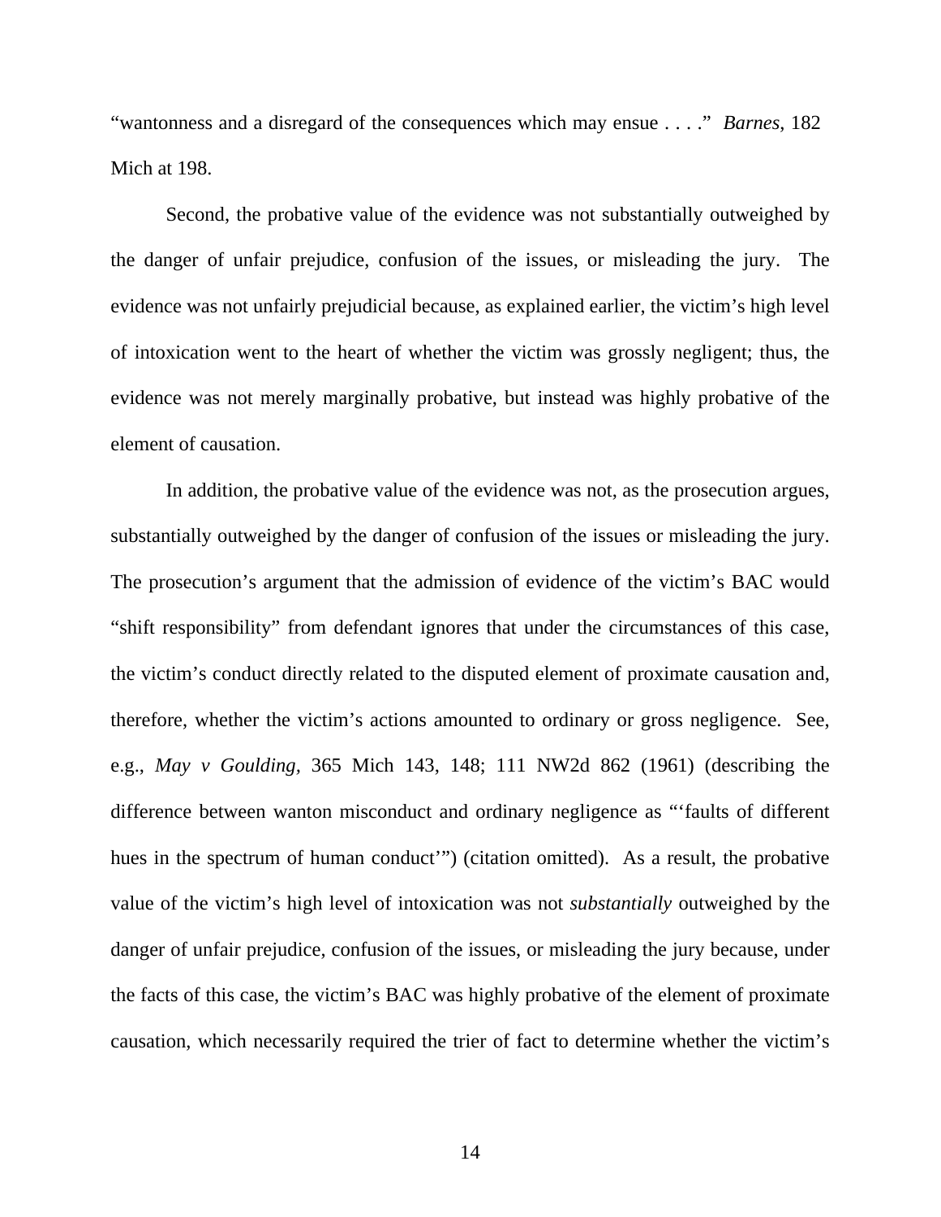"wantonness and a disregard of the consequences which may ensue . . . ." *Barnes*, 182 Mich at 198.

Second, the probative value of the evidence was not substantially outweighed by the danger of unfair prejudice, confusion of the issues, or misleading the jury. The evidence was not unfairly prejudicial because, as explained earlier, the victim's high level of intoxication went to the heart of whether the victim was grossly negligent; thus, the evidence was not merely marginally probative, but instead was highly probative of the element of causation.

In addition, the probative value of the evidence was not, as the prosecution argues, substantially outweighed by the danger of confusion of the issues or misleading the jury. The prosecution's argument that the admission of evidence of the victim's BAC would "shift responsibility" from defendant ignores that under the circumstances of this case, the victim's conduct directly related to the disputed element of proximate causation and, therefore, whether the victim's actions amounted to ordinary or gross negligence. See, e.g., *May v Goulding*, 365 Mich 143, 148; 111 NW2d 862 (1961) (describing the difference between wanton misconduct and ordinary negligence as "'faults of different hues in the spectrum of human conduct'") (citation omitted). As a result, the probative value of the victim's high level of intoxication was not *substantially* outweighed by the danger of unfair prejudice, confusion of the issues, or misleading the jury because, under the facts of this case, the victim's BAC was highly probative of the element of proximate causation, which necessarily required the trier of fact to determine whether the victim's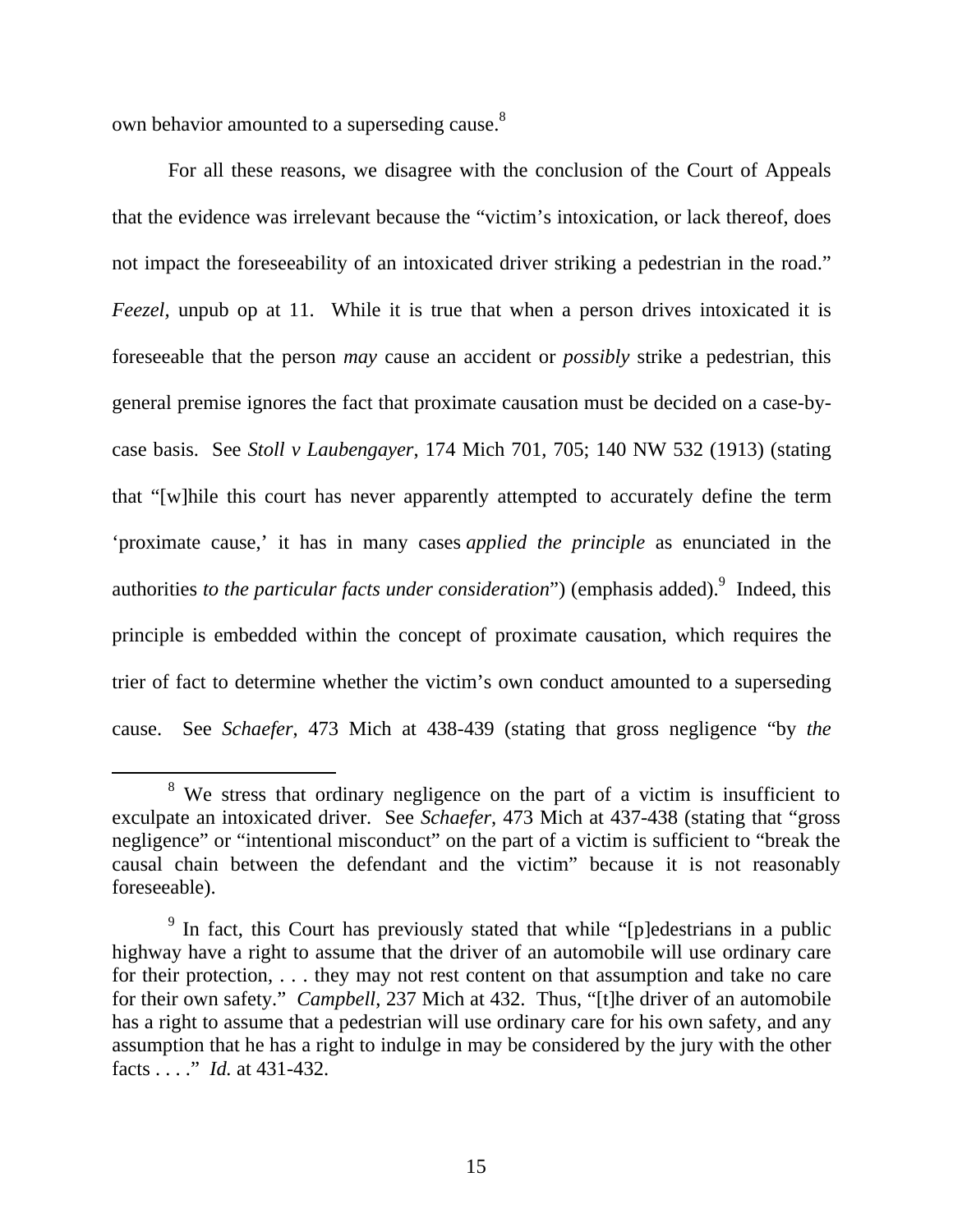own behavior amounted to a superseding cause.[8]

For all these reasons, we disagree with the conclusion of the Court of Appeals that the evidence was irrelevant because the "victim's intoxication, or lack thereof, does not impact the foreseeability of an intoxicated driver striking a pedestrian in the road." *Feezel*, unpub op at 11. While it is true that when a person drives intoxicated it is foreseeable that the person *may* cause an accident or *possibly* strike a pedestrian, this general premise ignores the fact that proximate causation must be decided on a case-by-case basis. See *Stoll v Laubengayer*, 174 Mich 701, 705; 140 NW 532 (1913) (stating that "[w]hile this court has never apparently attempted to accurately define the term 'proximate cause,' it has in many cases *applied the principle* as enunciated in the authorities *to the particular facts under consideration*") (emphasis added).[9] Indeed, this principle is embedded within the concept of proximate causation, which requires the trier of fact to determine whether the victim's own conduct amounted to a superseding cause. See *Schaefer*, 473 Mich at 438-439 (stating that gross negligence "by *the*

---

[8] We stress that ordinary negligence on the part of a victim is insufficient to exculpate an intoxicated driver. See *Schaefer*, 473 Mich at 437-438 (stating that "gross negligence" or "intentional misconduct" on the part of a victim is sufficient to "break the causal chain between the defendant and the victim" because it is not reasonably foreseeable).

[9] In fact, this Court has previously stated that while "[p]edestrians in a public highway have a right to assume that the driver of an automobile will use ordinary care for their protection, . . . they may not rest content on that assumption and take no care for their own safety." *Campbell*, 237 Mich at 432. Thus, "[t]he driver of an automobile has a right to assume that a pedestrian will use ordinary care for his own safety, and any assumption that he has a right to indulge in may be considered by the jury with the other facts . . . ." *Id.* at 431-432.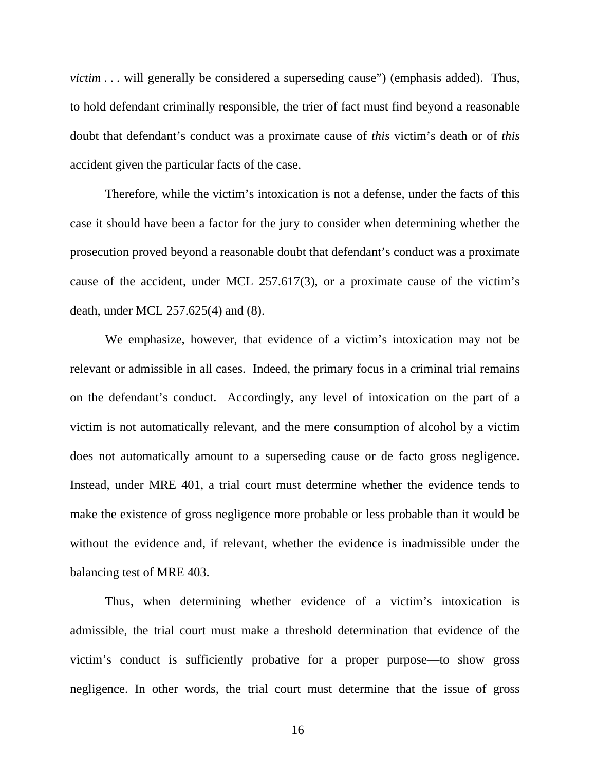*victim* . . . will generally be considered a superseding cause") (emphasis added). Thus, to hold defendant criminally responsible, the trier of fact must find beyond a reasonable doubt that defendant's conduct was a proximate cause of *this* victim's death or of *this* accident given the particular facts of the case.

Therefore, while the victim's intoxication is not a defense, under the facts of this case it should have been a factor for the jury to consider when determining whether the prosecution proved beyond a reasonable doubt that defendant's conduct was a proximate cause of the accident, under MCL 257.617(3), or a proximate cause of the victim's death, under MCL 257.625(4) and (8).

We emphasize, however, that evidence of a victim's intoxication may not be relevant or admissible in all cases. Indeed, the primary focus in a criminal trial remains on the defendant's conduct. Accordingly, any level of intoxication on the part of a victim is not automatically relevant, and the mere consumption of alcohol by a victim does not automatically amount to a superseding cause or de facto gross negligence. Instead, under MRE 401, a trial court must determine whether the evidence tends to make the existence of gross negligence more probable or less probable than it would be without the evidence and, if relevant, whether the evidence is inadmissible under the balancing test of MRE 403.

Thus, when determining whether evidence of a victim's intoxication is admissible, the trial court must make a threshold determination that evidence of the victim's conduct is sufficiently probative for a proper purpose—to show gross negligence. In other words, the trial court must determine that the issue of gross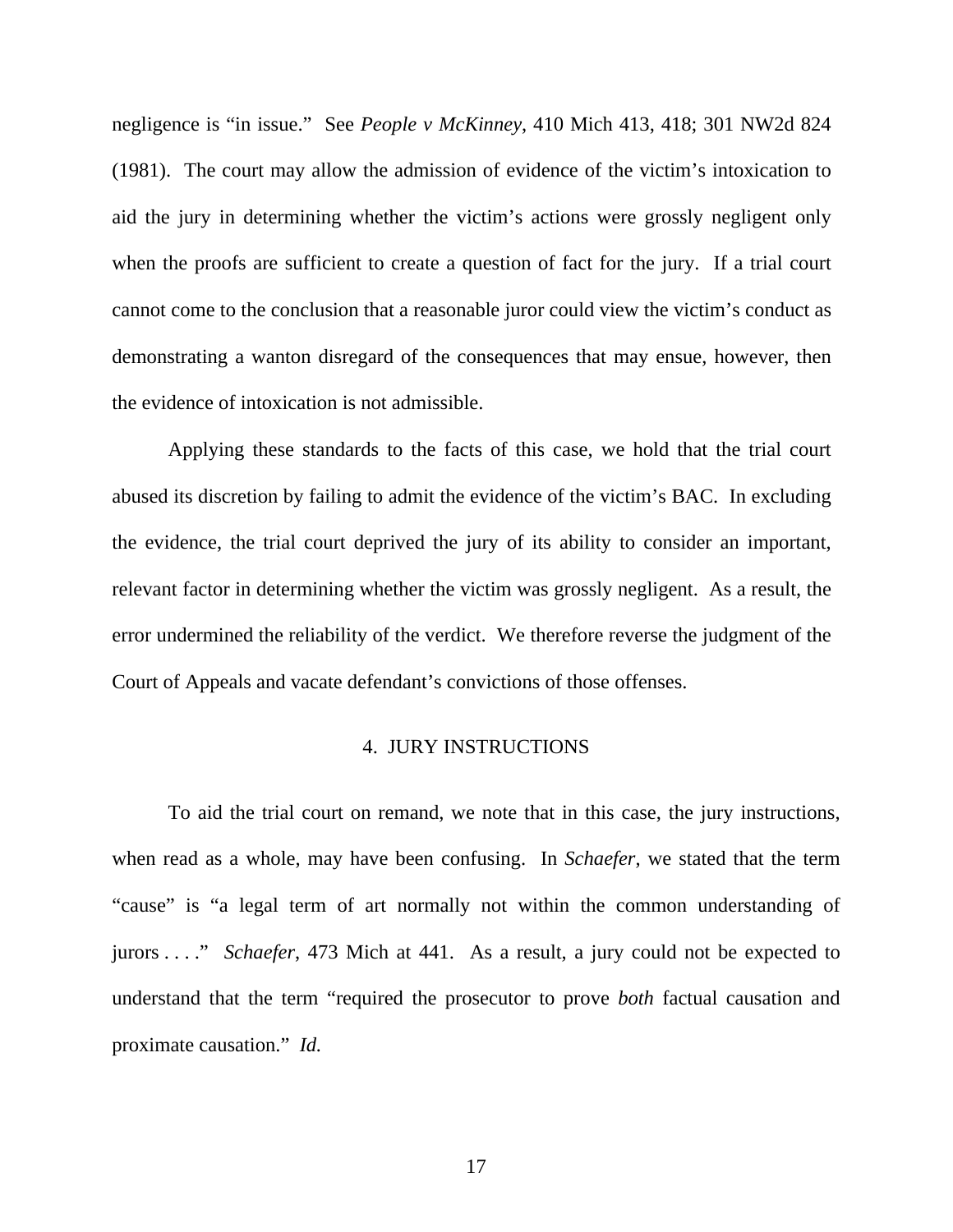negligence is "in issue." See *People v McKinney*, 410 Mich 413, 418; 301 NW2d 824 (1981). The court may allow the admission of evidence of the victim's intoxication to aid the jury in determining whether the victim's actions were grossly negligent only when the proofs are sufficient to create a question of fact for the jury. If a trial court cannot come to the conclusion that a reasonable juror could view the victim's conduct as demonstrating a wanton disregard of the consequences that may ensue, however, then the evidence of intoxication is not admissible.

Applying these standards to the facts of this case, we hold that the trial court abused its discretion by failing to admit the evidence of the victim's BAC. In excluding the evidence, the trial court deprived the jury of its ability to consider an important, relevant factor in determining whether the victim was grossly negligent. As a result, the error undermined the reliability of the verdict. We therefore reverse the judgment of the Court of Appeals and vacate defendant's convictions of those offenses.

### 4. JURY INSTRUCTIONS

To aid the trial court on remand, we note that in this case, the jury instructions, when read as a whole, may have been confusing. In *Schaefer*, we stated that the term "cause" is "a legal term of art normally not within the common understanding of jurors . . . ." *Schaefer*, 473 Mich at 441. As a result, a jury could not be expected to understand that the term "required the prosecutor to prove *both* factual causation and proximate causation." *Id.*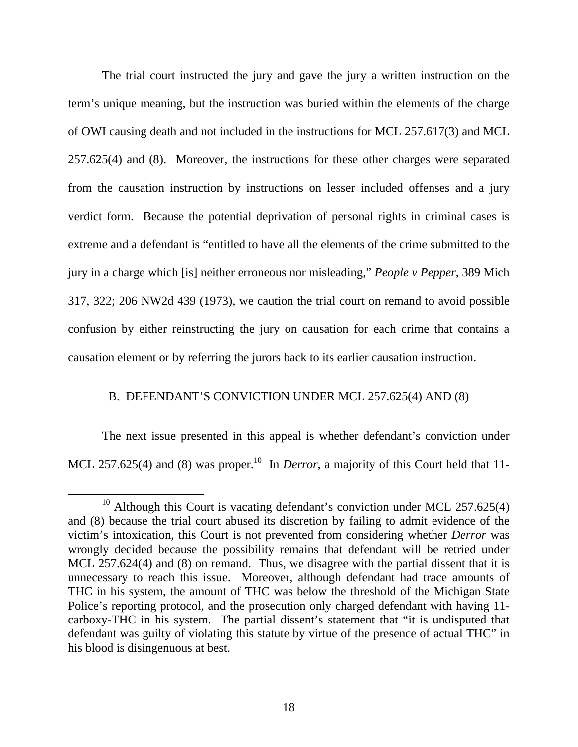The trial court instructed the jury and gave the jury a written instruction on the term's unique meaning, but the instruction was buried within the elements of the charge of OWI causing death and not included in the instructions for MCL 257.617(3) and MCL 257.625(4) and (8). Moreover, the instructions for these other charges were separated from the causation instruction by instructions on lesser included offenses and a jury verdict form. Because the potential deprivation of personal rights in criminal cases is extreme and a defendant is "entitled to have all the elements of the crime submitted to the jury in a charge which [is] neither erroneous nor misleading," *People v Pepper*, 389 Mich 317, 322; 206 NW2d 439 (1973), we caution the trial court on remand to avoid possible confusion by either reinstructing the jury on causation for each crime that contains a causation element or by referring the jurors back to its earlier causation instruction.

### B. DEFENDANT'S CONVICTION UNDER MCL 257.625(4) AND (8)

The next issue presented in this appeal is whether defendant's conviction under MCL 257.625(4) and (8) was proper.[10] In *Derror*, a majority of this Court held that 11-

[10] Although this Court is vacating defendant's conviction under MCL 257.625(4) and (8) because the trial court abused its discretion by failing to admit evidence of the victim's intoxication, this Court is not prevented from considering whether *Derror* was wrongly decided because the possibility remains that defendant will be retried under MCL 257.624(4) and (8) on remand. Thus, we disagree with the partial dissent that it is unnecessary to reach this issue. Moreover, although defendant had trace amounts of THC in his system, the amount of THC was below the threshold of the Michigan State Police's reporting protocol, and the prosecution only charged defendant with having 11-carboxy-THC in his system. The partial dissent's statement that "it is undisputed that defendant was guilty of violating this statute by virtue of the presence of actual THC" in his blood is disingenuous at best.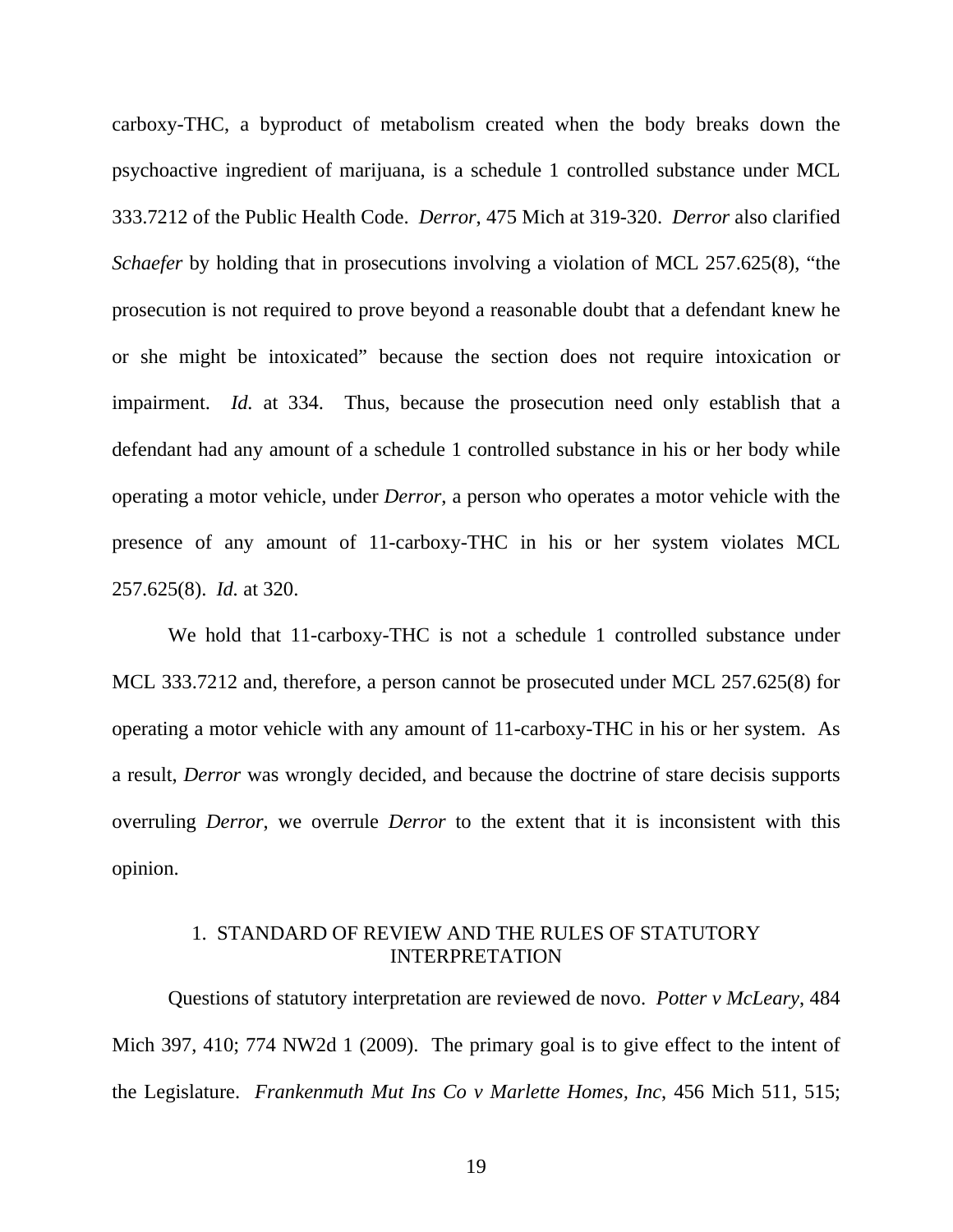carboxy-THC, a byproduct of metabolism created when the body breaks down the psychoactive ingredient of marijuana, is a schedule 1 controlled substance under MCL 333.7212 of the Public Health Code. *Derror*, 475 Mich at 319-320. *Derror* also clarified *Schaefer* by holding that in prosecutions involving a violation of MCL 257.625(8), "the prosecution is not required to prove beyond a reasonable doubt that a defendant knew he or she might be intoxicated" because the section does not require intoxication or impairment. *Id.* at 334. Thus, because the prosecution need only establish that a defendant had any amount of a schedule 1 controlled substance in his or her body while operating a motor vehicle, under *Derror*, a person who operates a motor vehicle with the presence of any amount of 11-carboxy-THC in his or her system violates MCL 257.625(8). *Id.* at 320.

We hold that 11-carboxy-THC is not a schedule 1 controlled substance under MCL 333.7212 and, therefore, a person cannot be prosecuted under MCL 257.625(8) for operating a motor vehicle with any amount of 11-carboxy-THC in his or her system. As a result, *Derror* was wrongly decided, and because the doctrine of stare decisis supports overruling *Derror*, we overrule *Derror* to the extent that it is inconsistent with this opinion.

### 1. STANDARD OF REVIEW AND THE RULES OF STATUTORY INTERPRETATION

Questions of statutory interpretation are reviewed de novo. *Potter v McLeary*, 484 Mich 397, 410; 774 NW2d 1 (2009). The primary goal is to give effect to the intent of the Legislature. *Frankenmuth Mut Ins Co v Marlette Homes, Inc*, 456 Mich 511, 515;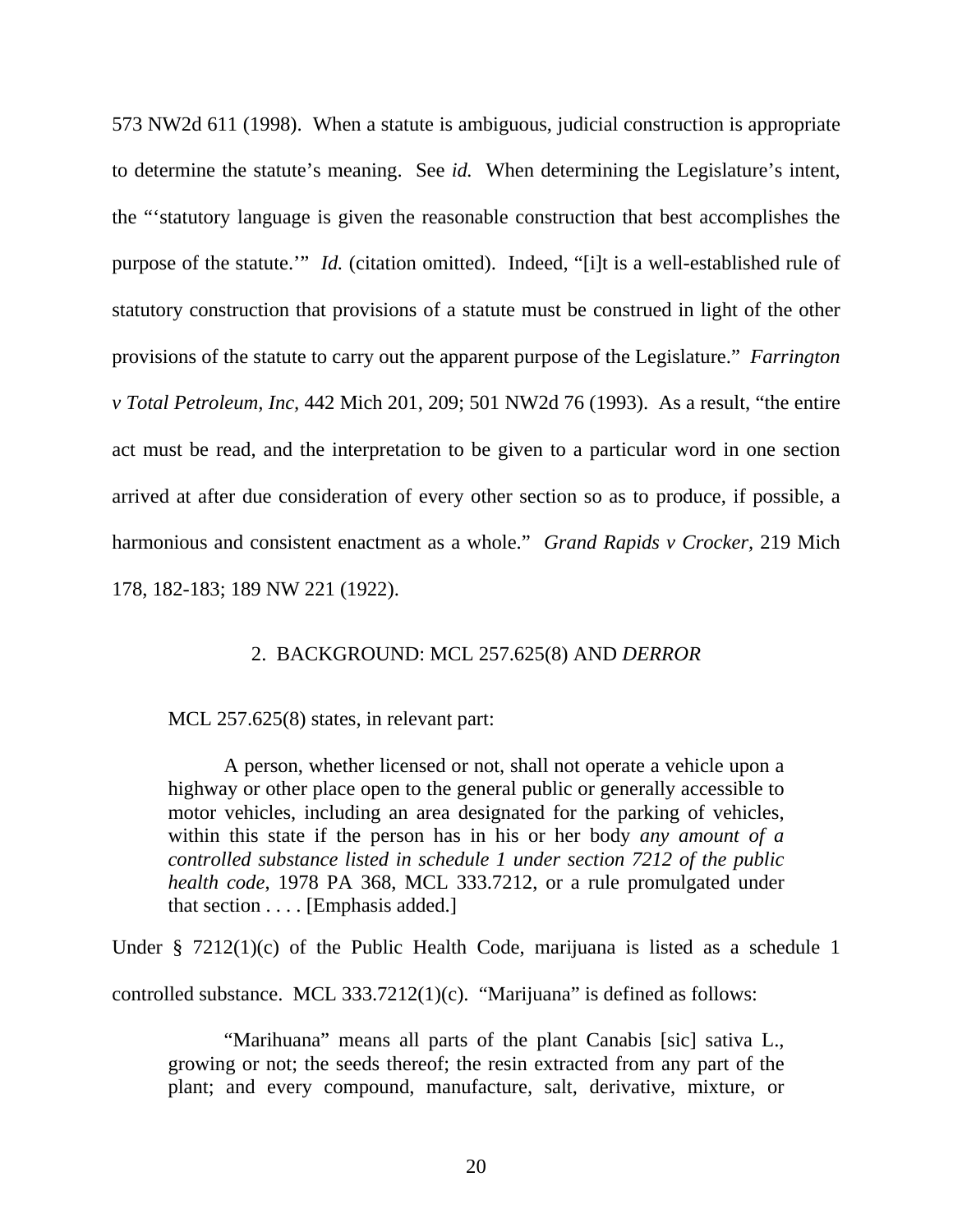573 NW2d 611 (1998). When a statute is ambiguous, judicial construction is appropriate to determine the statute's meaning. See *id.* When determining the Legislature's intent, the "'statutory language is given the reasonable construction that best accomplishes the purpose of the statute.'" *Id.* (citation omitted). Indeed, "[i]t is a well-established rule of statutory construction that provisions of a statute must be construed in light of the other provisions of the statute to carry out the apparent purpose of the Legislature." *Farrington v Total Petroleum, Inc*, 442 Mich 201, 209; 501 NW2d 76 (1993). As a result, "the entire act must be read, and the interpretation to be given to a particular word in one section arrived at after due consideration of every other section so as to produce, if possible, a harmonious and consistent enactment as a whole." *Grand Rapids v Crocker*, 219 Mich 178, 182-183; 189 NW 221 (1922).

### 2. BACKGROUND: MCL 257.625(8) AND *DERROR*

MCL 257.625(8) states, in relevant part:

> A person, whether licensed or not, shall not operate a vehicle upon a highway or other place open to the general public or generally accessible to motor vehicles, including an area designated for the parking of vehicles, within this state if the person has in his or her body *any amount of a controlled substance listed in schedule 1 under section 7212 of the public health code*, 1978 PA 368, MCL 333.7212, or a rule promulgated under that section . . . . [Emphasis added.]

Under § 7212(1)(c) of the Public Health Code, marijuana is listed as a schedule 1 controlled substance. MCL 333.7212(1)(c). "Marijuana" is defined as follows:

> "Marihuana" means all parts of the plant Canabis [sic] sativa L., growing or not; the seeds thereof; the resin extracted from any part of the plant; and every compound, manufacture, salt, derivative, mixture, or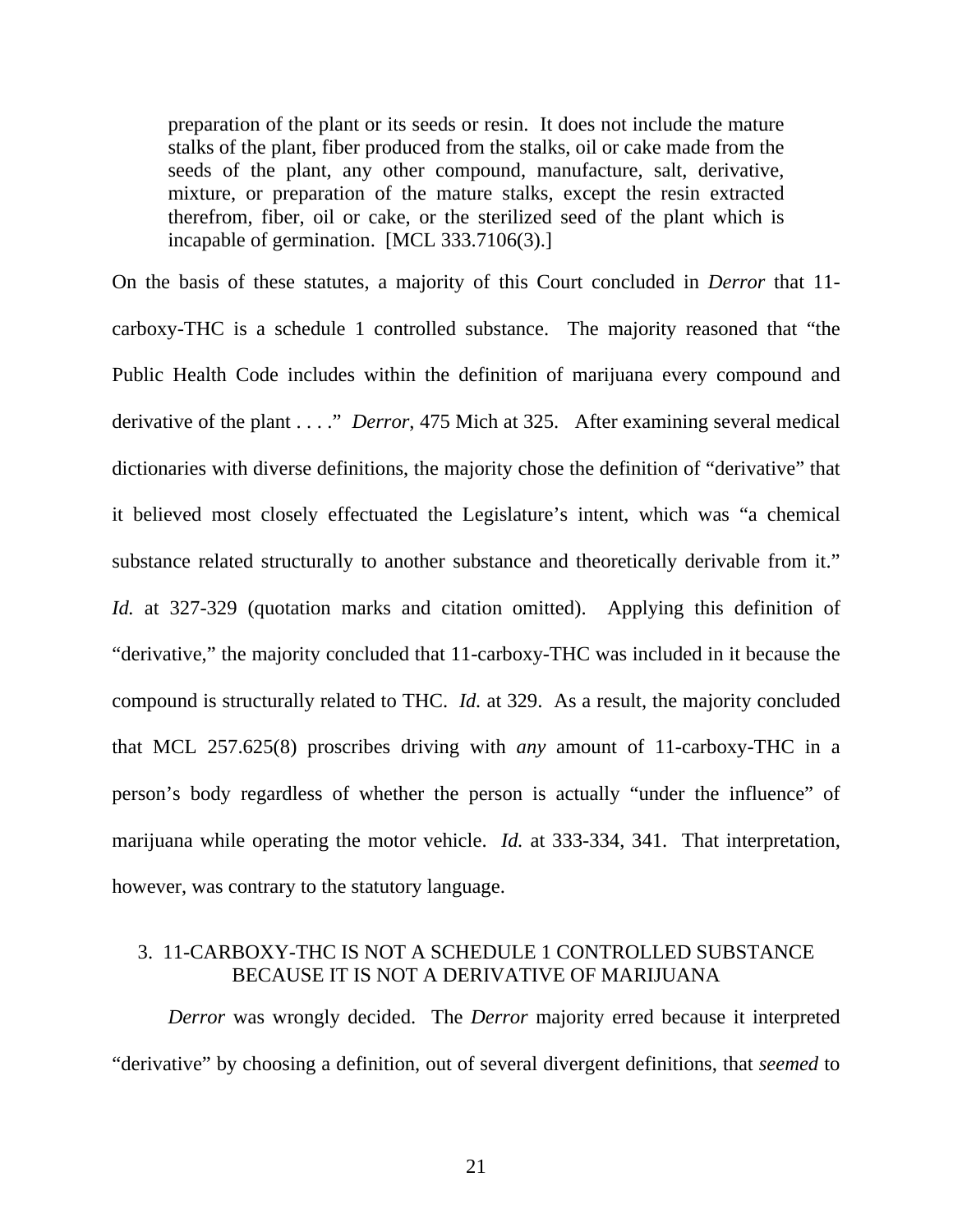> preparation of the plant or its seeds or resin. It does not include the mature stalks of the plant, fiber produced from the stalks, oil or cake made from the seeds of the plant, any other compound, manufacture, salt, derivative, mixture, or preparation of the mature stalks, except the resin extracted therefrom, fiber, oil or cake, or the sterilized seed of the plant which is incapable of germination. [MCL 333.7106(3).]

On the basis of these statutes, a majority of this Court concluded in *Derror* that 11-carboxy-THC is a schedule 1 controlled substance. The majority reasoned that "the Public Health Code includes within the definition of marijuana every compound and derivative of the plant . . . ." *Derror*, 475 Mich at 325. After examining several medical dictionaries with diverse definitions, the majority chose the definition of "derivative" that it believed most closely effectuated the Legislature's intent, which was "a chemical substance related structurally to another substance and theoretically derivable from it." *Id.* at 327-329 (quotation marks and citation omitted). Applying this definition of "derivative," the majority concluded that 11-carboxy-THC was included in it because the compound is structurally related to THC. *Id.* at 329. As a result, the majority concluded that MCL 257.625(8) proscribes driving with *any* amount of 11-carboxy-THC in a person's body regardless of whether the person is actually "under the influence" of marijuana while operating the motor vehicle. *Id.* at 333-334, 341. That interpretation, however, was contrary to the statutory language.

### 3. 11-CARBOXY-THC IS NOT A SCHEDULE 1 CONTROLLED SUBSTANCE BECAUSE IT IS NOT A DERIVATIVE OF MARIJUANA

*Derror* was wrongly decided. The *Derror* majority erred because it interpreted "derivative" by choosing a definition, out of several divergent definitions, that *seemed* to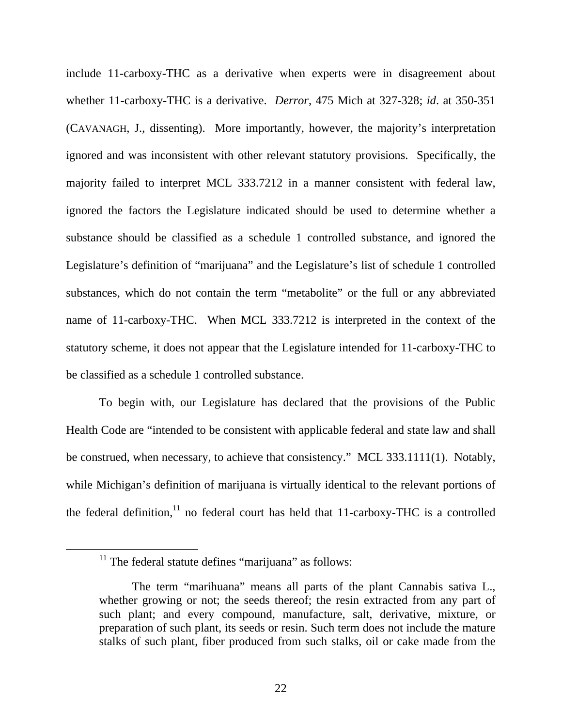include 11-carboxy-THC as a derivative when experts were in disagreement about whether 11-carboxy-THC is a derivative. *Derror,* 475 Mich at 327-328; *id*. at 350-351 (CAVANAGH, J., dissenting). More importantly, however, the majority's interpretation ignored and was inconsistent with other relevant statutory provisions. Specifically, the majority failed to interpret MCL 333.7212 in a manner consistent with federal law, ignored the factors the Legislature indicated should be used to determine whether a substance should be classified as a schedule 1 controlled substance, and ignored the Legislature's definition of "marijuana" and the Legislature's list of schedule 1 controlled substances, which do not contain the term "metabolite" or the full or any abbreviated name of 11-carboxy-THC. When MCL 333.7212 is interpreted in the context of the statutory scheme, it does not appear that the Legislature intended for 11-carboxy-THC to be classified as a schedule 1 controlled substance.

To begin with, our Legislature has declared that the provisions of the Public Health Code are "intended to be consistent with applicable federal and state law and shall be construed, when necessary, to achieve that consistency." MCL 333.1111(1). Notably, while Michigan's definition of marijuana is virtually identical to the relevant portions of the federal definition,[11] no federal court has held that 11-carboxy-THC is a controlled

---

[11] The federal statute defines "marijuana" as follows:

> The term "marihuana" means all parts of the plant Cannabis sativa L., whether growing or not; the seeds thereof; the resin extracted from any part of such plant; and every compound, manufacture, salt, derivative, mixture, or preparation of such plant, its seeds or resin. Such term does not include the mature stalks of such plant, fiber produced from such stalks, oil or cake made from the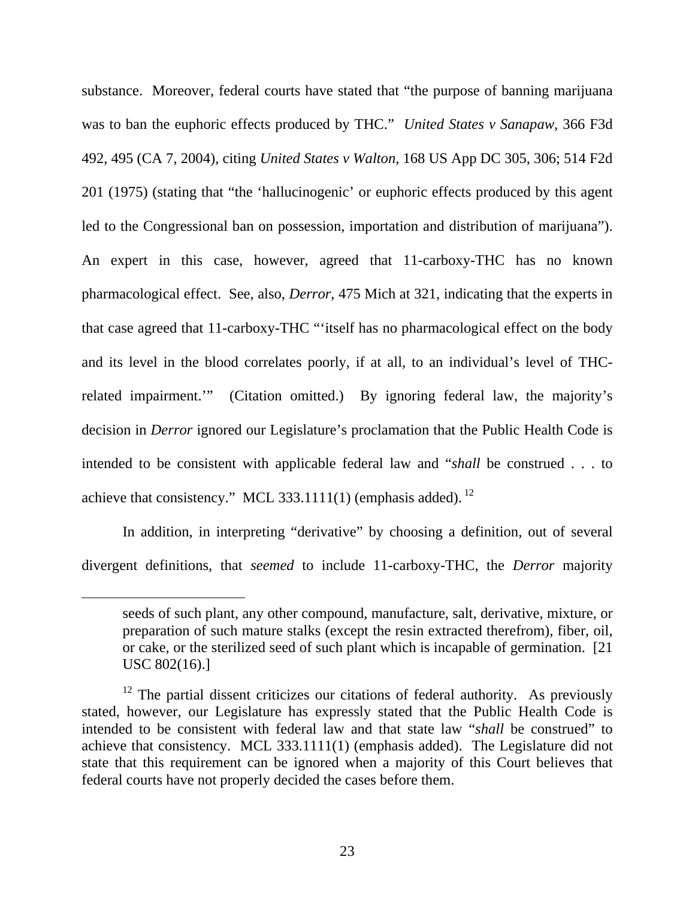substance. Moreover, federal courts have stated that "the purpose of banning marijuana was to ban the euphoric effects produced by THC." *United States v Sanapaw*, 366 F3d 492, 495 (CA 7, 2004), citing *United States v Walton*, 168 US App DC 305, 306; 514 F2d 201 (1975) (stating that "the 'hallucinogenic' or euphoric effects produced by this agent led to the Congressional ban on possession, importation and distribution of marijuana"). An expert in this case, however, agreed that 11-carboxy-THC has no known pharmacological effect. See, also, *Derror*, 475 Mich at 321, indicating that the experts in that case agreed that 11-carboxy-THC "'itself has no pharmacological effect on the body and its level in the blood correlates poorly, if at all, to an individual's level of THC-related impairment.'" (Citation omitted.) By ignoring federal law, the majority's decision in *Derror* ignored our Legislature's proclamation that the Public Health Code is intended to be consistent with applicable federal law and "*shall* be construed . . . to achieve that consistency." MCL 333.1111(1) (emphasis added).[12]

In addition, in interpreting "derivative" by choosing a definition, out of several divergent definitions, that *seemed* to include 11-carboxy-THC, the *Derror* majority

---

> seeds of such plant, any other compound, manufacture, salt, derivative, mixture, or preparation of such mature stalks (except the resin extracted therefrom), fiber, oil, or cake, or the sterilized seed of such plant which is incapable of germination. [21 USC 802(16).]

[12] The partial dissent criticizes our citations of federal authority. As previously stated, however, our Legislature has expressly stated that the Public Health Code is intended to be consistent with federal law and that state law "*shall* be construed" to achieve that consistency. MCL 333.1111(1) (emphasis added). The Legislature did not state that this requirement can be ignored when a majority of this Court believes that federal courts have not properly decided the cases before them.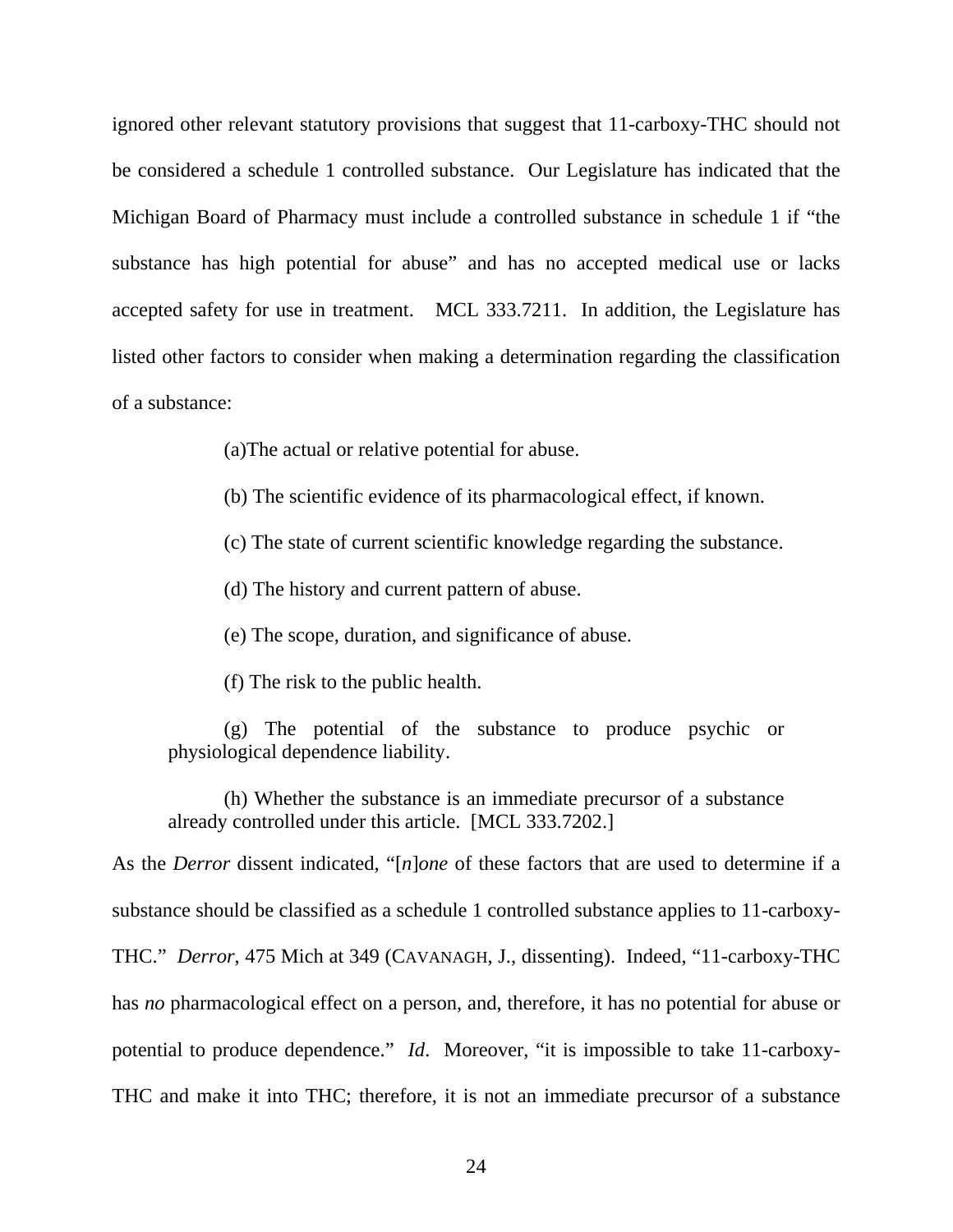ignored other relevant statutory provisions that suggest that 11-carboxy-THC should not be considered a schedule 1 controlled substance. Our Legislature has indicated that the Michigan Board of Pharmacy must include a controlled substance in schedule 1 if "the substance has high potential for abuse" and has no accepted medical use or lacks accepted safety for use in treatment. MCL 333.7211. In addition, the Legislature has listed other factors to consider when making a determination regarding the classification of a substance:

> (a)The actual or relative potential for abuse.
>
> (b) The scientific evidence of its pharmacological effect, if known.
>
> (c) The state of current scientific knowledge regarding the substance.
>
> (d) The history and current pattern of abuse.
>
> (e) The scope, duration, and significance of abuse.
>
> (f) The risk to the public health.
>
> (g) The potential of the substance to produce psychic or physiological dependence liability.
>
> (h) Whether the substance is an immediate precursor of a substance already controlled under this article. [MCL 333.7202.]

As the *Derror* dissent indicated, "[*n*]*one* of these factors that are used to determine if a substance should be classified as a schedule 1 controlled substance applies to 11-carboxy-THC." *Derror*, 475 Mich at 349 (CAVANAGH, J., dissenting). Indeed, "11-carboxy-THC has *no* pharmacological effect on a person, and, therefore, it has no potential for abuse or potential to produce dependence." *Id*. Moreover, "it is impossible to take 11-carboxy-THC and make it into THC; therefore, it is not an immediate precursor of a substance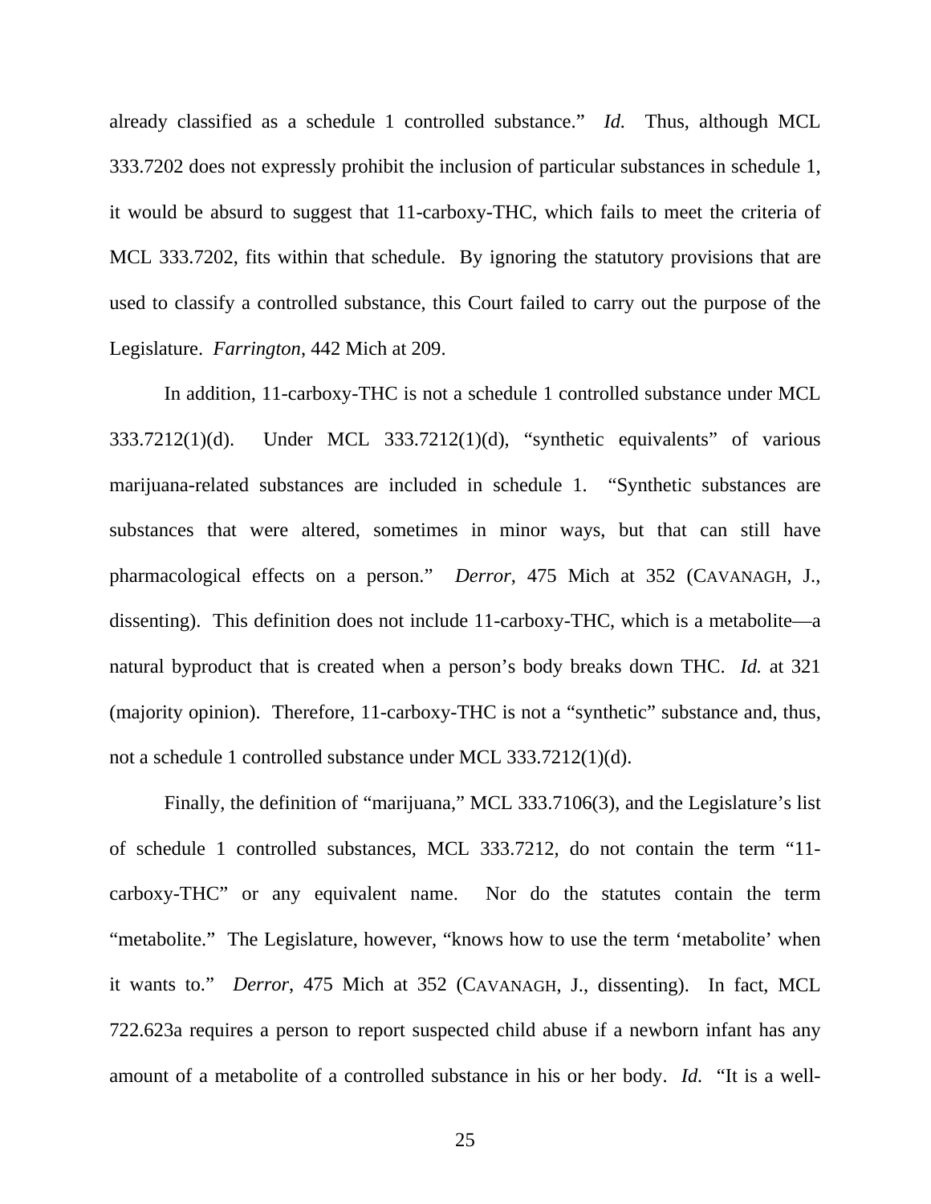already classified as a schedule 1 controlled substance." *Id.* Thus, although MCL 333.7202 does not expressly prohibit the inclusion of particular substances in schedule 1, it would be absurd to suggest that 11-carboxy-THC, which fails to meet the criteria of MCL 333.7202, fits within that schedule. By ignoring the statutory provisions that are used to classify a controlled substance, this Court failed to carry out the purpose of the Legislature. *Farrington*, 442 Mich at 209.

In addition, 11-carboxy-THC is not a schedule 1 controlled substance under MCL 333.7212(1)(d). Under MCL 333.7212(1)(d), "synthetic equivalents" of various marijuana-related substances are included in schedule 1. "Synthetic substances are substances that were altered, sometimes in minor ways, but that can still have pharmacological effects on a person." *Derror*, 475 Mich at 352 (CAVANAGH, J., dissenting). This definition does not include 11-carboxy-THC, which is a metabolite—a natural byproduct that is created when a person's body breaks down THC. *Id.* at 321 (majority opinion). Therefore, 11-carboxy-THC is not a "synthetic" substance and, thus, not a schedule 1 controlled substance under MCL 333.7212(1)(d).

Finally, the definition of "marijuana," MCL 333.7106(3), and the Legislature's list of schedule 1 controlled substances, MCL 333.7212, do not contain the term "11-carboxy-THC" or any equivalent name. Nor do the statutes contain the term "metabolite." The Legislature, however, "knows how to use the term 'metabolite' when it wants to." *Derror*, 475 Mich at 352 (CAVANAGH, J., dissenting). In fact, MCL 722.623a requires a person to report suspected child abuse if a newborn infant has any amount of a metabolite of a controlled substance in his or her body. *Id.* "It is a well-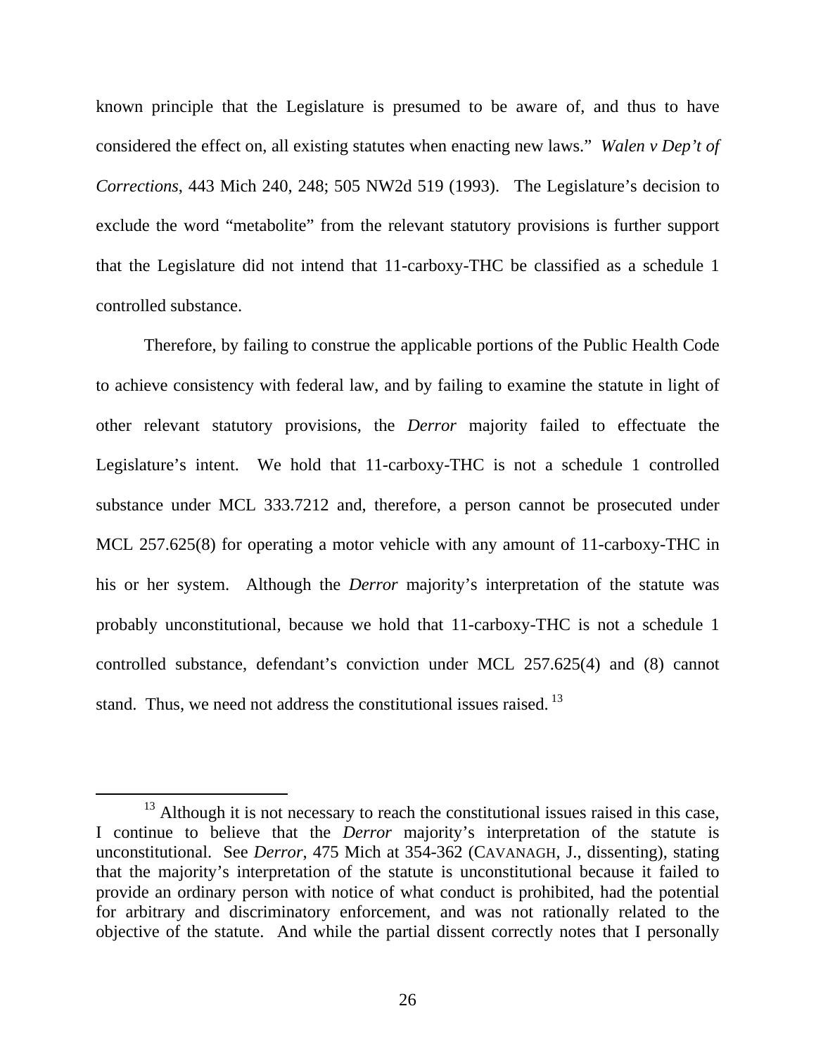known principle that the Legislature is presumed to be aware of, and thus to have considered the effect on, all existing statutes when enacting new laws." *Walen v Dep't of Corrections*, 443 Mich 240, 248; 505 NW2d 519 (1993). The Legislature's decision to exclude the word "metabolite" from the relevant statutory provisions is further support that the Legislature did not intend that 11-carboxy-THC be classified as a schedule 1 controlled substance.

Therefore, by failing to construe the applicable portions of the Public Health Code to achieve consistency with federal law, and by failing to examine the statute in light of other relevant statutory provisions, the *Derror* majority failed to effectuate the Legislature's intent. We hold that 11-carboxy-THC is not a schedule 1 controlled substance under MCL 333.7212 and, therefore, a person cannot be prosecuted under MCL 257.625(8) for operating a motor vehicle with any amount of 11-carboxy-THC in his or her system. Although the *Derror* majority's interpretation of the statute was probably unconstitutional, because we hold that 11-carboxy-THC is not a schedule 1 controlled substance, defendant's conviction under MCL 257.625(4) and (8) cannot stand. Thus, we need not address the constitutional issues raised.[13]

---

[13] Although it is not necessary to reach the constitutional issues raised in this case, I continue to believe that the *Derror* majority's interpretation of the statute is unconstitutional. See *Derror*, 475 Mich at 354-362 (CAVANAGH, J., dissenting), stating that the majority's interpretation of the statute is unconstitutional because it failed to provide an ordinary person with notice of what conduct is prohibited, had the potential for arbitrary and discriminatory enforcement, and was not rationally related to the objective of the statute. And while the partial dissent correctly notes that I personally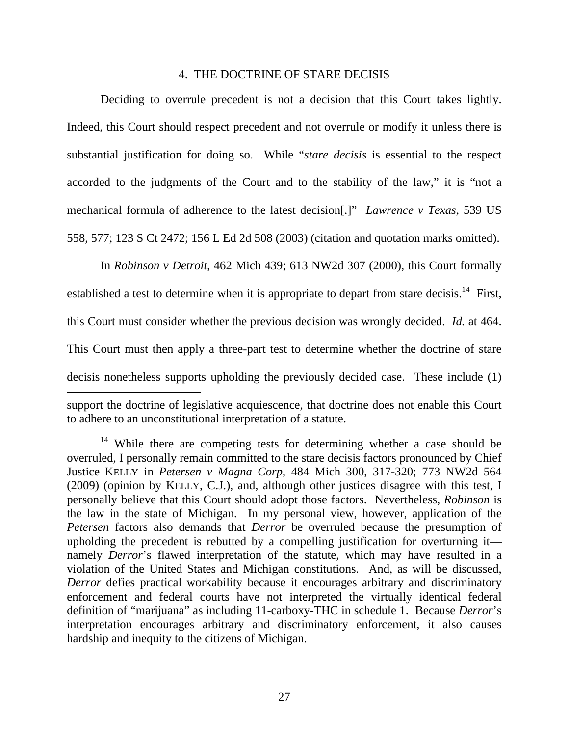## 4. THE DOCTRINE OF STARE DECISIS

Deciding to overrule precedent is not a decision that this Court takes lightly. Indeed, this Court should respect precedent and not overrule or modify it unless there is substantial justification for doing so. While "*stare decisis* is essential to the respect accorded to the judgments of the Court and to the stability of the law," it is "not a mechanical formula of adherence to the latest decision[.]" *Lawrence v Texas*, 539 US 558, 577; 123 S Ct 2472; 156 L Ed 2d 508 (2003) (citation and quotation marks omitted).

In *Robinson v Detroit*, 462 Mich 439; 613 NW2d 307 (2000), this Court formally established a test to determine when it is appropriate to depart from stare decisis.[14] First, this Court must consider whether the previous decision was wrongly decided. *Id.* at 464. This Court must then apply a three-part test to determine whether the doctrine of stare decisis nonetheless supports upholding the previously decided case. These include (1)

---

support the doctrine of legislative acquiescence, that doctrine does not enable this Court to adhere to an unconstitutional interpretation of a statute.

[14] While there are competing tests for determining whether a case should be overruled, I personally remain committed to the stare decisis factors pronounced by Chief Justice KELLY in *Petersen v Magna Corp*, 484 Mich 300, 317-320; 773 NW2d 564 (2009) (opinion by KELLY, C.J.), and, although other justices disagree with this test, I personally believe that this Court should adopt those factors. Nevertheless, *Robinson* is the law in the state of Michigan. In my personal view, however, application of the *Petersen* factors also demands that *Derror* be overruled because the presumption of upholding the precedent is rebutted by a compelling justification for overturning it—namely *Derror*'s flawed interpretation of the statute, which may have resulted in a violation of the United States and Michigan constitutions. And, as will be discussed, *Derror* defies practical workability because it encourages arbitrary and discriminatory enforcement and federal courts have not interpreted the virtually identical federal definition of "marijuana" as including 11-carboxy-THC in schedule 1. Because *Derror*'s interpretation encourages arbitrary and discriminatory enforcement, it also causes hardship and inequity to the citizens of Michigan.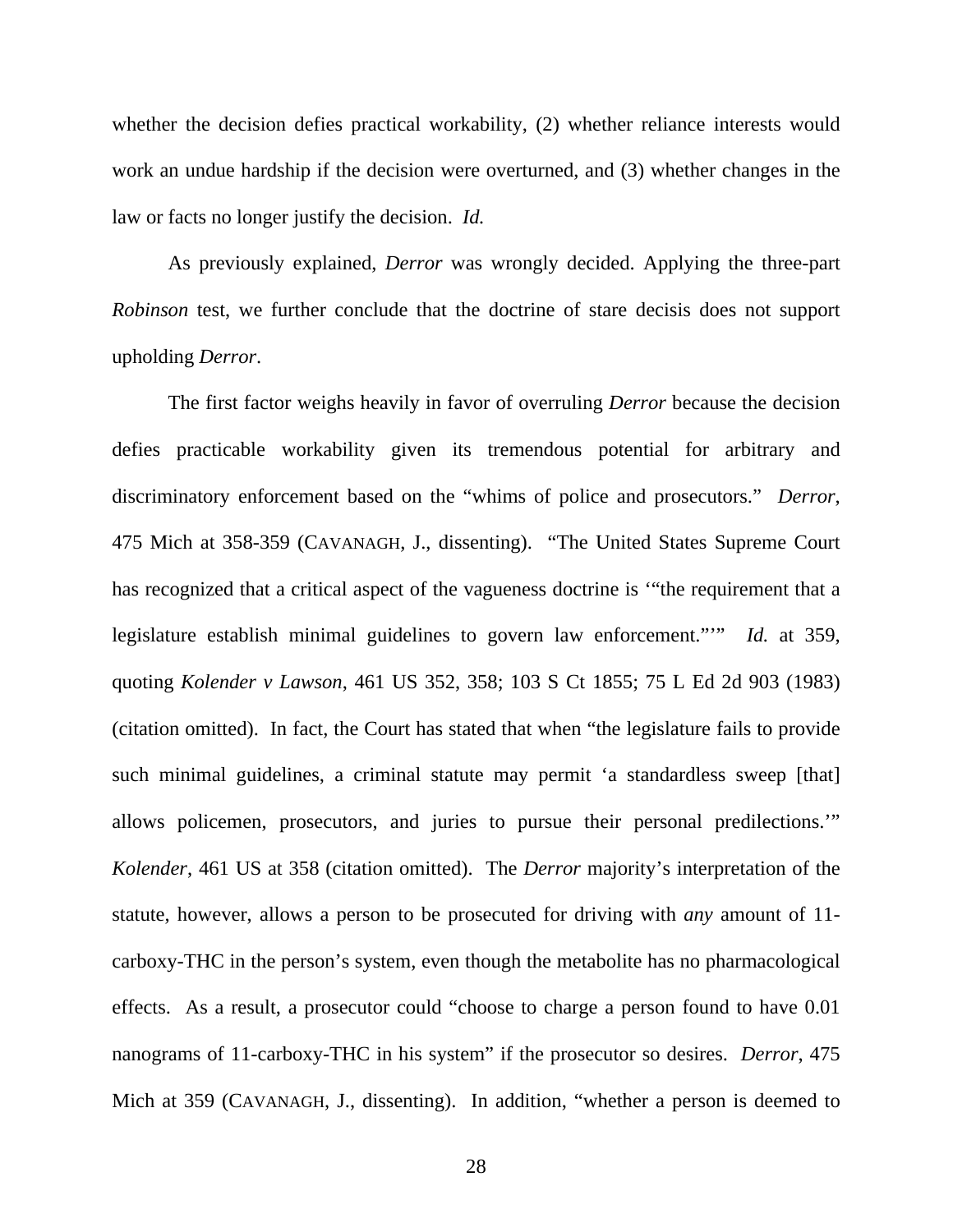whether the decision defies practical workability, (2) whether reliance interests would work an undue hardship if the decision were overturned, and (3) whether changes in the law or facts no longer justify the decision. *Id.*

As previously explained, *Derror* was wrongly decided. Applying the three-part *Robinson* test, we further conclude that the doctrine of stare decisis does not support upholding *Derror*.

The first factor weighs heavily in favor of overruling *Derror* because the decision defies practicable workability given its tremendous potential for arbitrary and discriminatory enforcement based on the "whims of police and prosecutors." *Derror*, 475 Mich at 358-359 (CAVANAGH, J., dissenting). "The United States Supreme Court has recognized that a critical aspect of the vagueness doctrine is '"the requirement that a legislature establish minimal guidelines to govern law enforcement."'" *Id.* at 359, quoting *Kolender v Lawson*, 461 US 352, 358; 103 S Ct 1855; 75 L Ed 2d 903 (1983) (citation omitted). In fact, the Court has stated that when "the legislature fails to provide such minimal guidelines, a criminal statute may permit 'a standardless sweep [that] allows policemen, prosecutors, and juries to pursue their personal predilections.'" *Kolender*, 461 US at 358 (citation omitted). The *Derror* majority's interpretation of the statute, however, allows a person to be prosecuted for driving with *any* amount of 11-carboxy-THC in the person's system, even though the metabolite has no pharmacological effects. As a result, a prosecutor could "choose to charge a person found to have 0.01 nanograms of 11-carboxy-THC in his system" if the prosecutor so desires. *Derror*, 475 Mich at 359 (CAVANAGH, J., dissenting). In addition, "whether a person is deemed to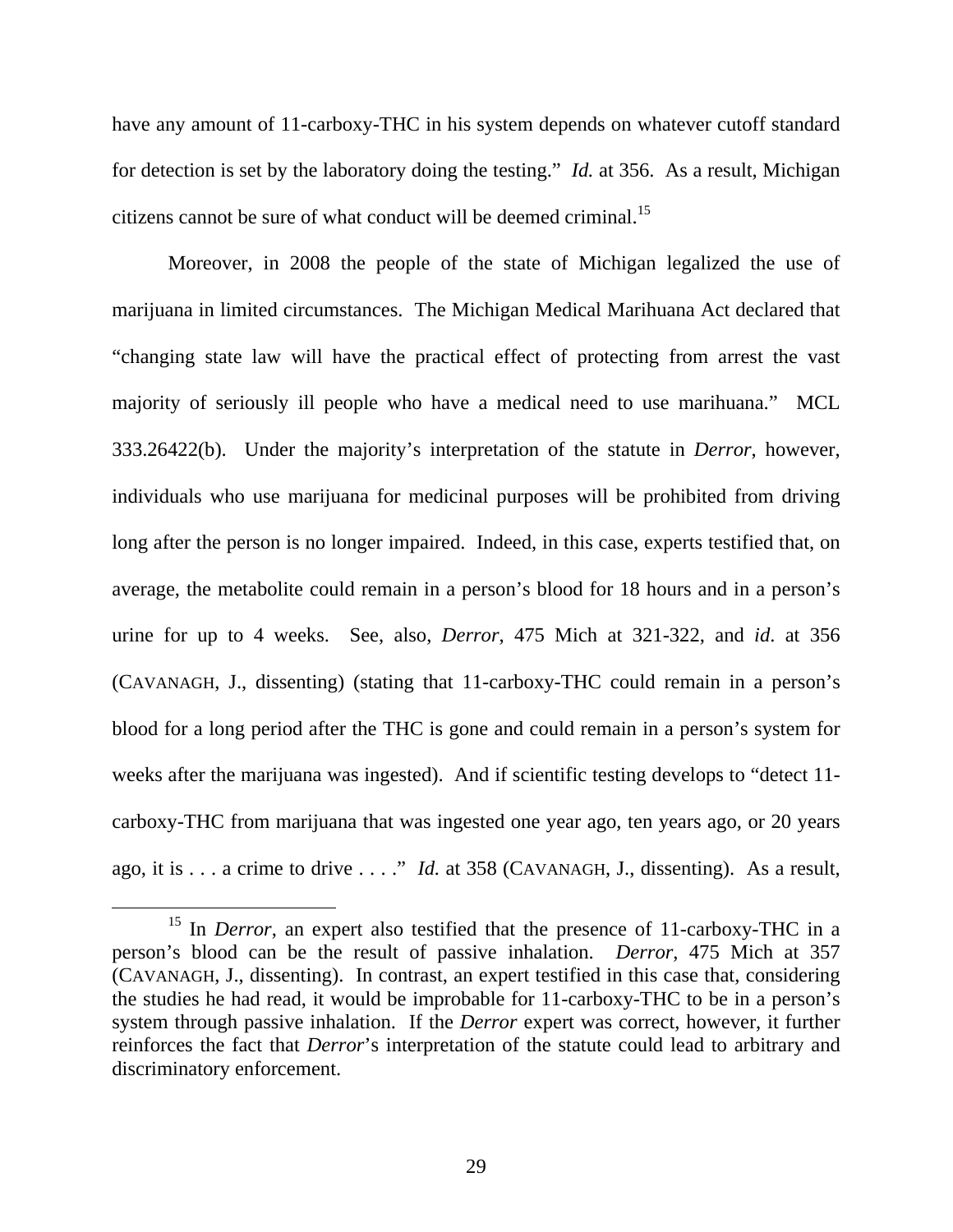have any amount of 11-carboxy-THC in his system depends on whatever cutoff standard for detection is set by the laboratory doing the testing." *Id.* at 356. As a result, Michigan citizens cannot be sure of what conduct will be deemed criminal.[15]

Moreover, in 2008 the people of the state of Michigan legalized the use of marijuana in limited circumstances. The Michigan Medical Marihuana Act declared that "changing state law will have the practical effect of protecting from arrest the vast majority of seriously ill people who have a medical need to use marihuana." MCL 333.26422(b). Under the majority's interpretation of the statute in *Derror*, however, individuals who use marijuana for medicinal purposes will be prohibited from driving long after the person is no longer impaired. Indeed, in this case, experts testified that, on average, the metabolite could remain in a person's blood for 18 hours and in a person's urine for up to 4 weeks. See, also, *Derror*, 475 Mich at 321-322, and *id*. at 356 (CAVANAGH, J., dissenting) (stating that 11-carboxy-THC could remain in a person's blood for a long period after the THC is gone and could remain in a person's system for weeks after the marijuana was ingested). And if scientific testing develops to "detect 11-carboxy-THC from marijuana that was ingested one year ago, ten years ago, or 20 years ago, it is . . . a crime to drive . . . ." *Id.* at 358 (CAVANAGH, J., dissenting). As a result,

---

[15] In *Derror*, an expert also testified that the presence of 11-carboxy-THC in a person's blood can be the result of passive inhalation. *Derror,* 475 Mich at 357 (CAVANAGH, J., dissenting). In contrast, an expert testified in this case that, considering the studies he had read, it would be improbable for 11-carboxy-THC to be in a person's system through passive inhalation. If the *Derror* expert was correct, however, it further reinforces the fact that *Derror*'s interpretation of the statute could lead to arbitrary and discriminatory enforcement.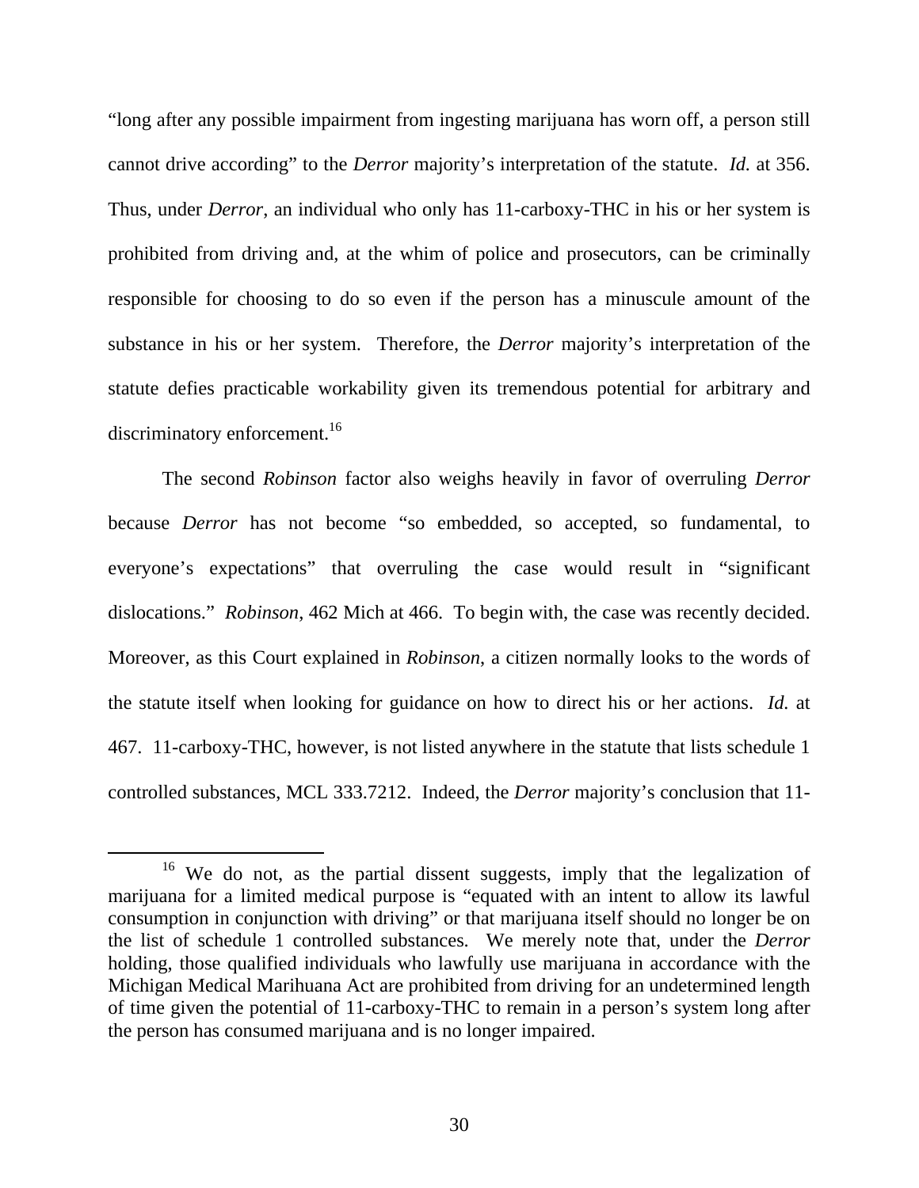"long after any possible impairment from ingesting marijuana has worn off, a person still cannot drive according" to the *Derror* majority's interpretation of the statute. *Id.* at 356. Thus, under *Derror,* an individual who only has 11-carboxy-THC in his or her system is prohibited from driving and, at the whim of police and prosecutors, can be criminally responsible for choosing to do so even if the person has a minuscule amount of the substance in his or her system. Therefore, the *Derror* majority's interpretation of the statute defies practicable workability given its tremendous potential for arbitrary and discriminatory enforcement.[16]

The second *Robinson* factor also weighs heavily in favor of overruling *Derror* because *Derror* has not become "so embedded, so accepted, so fundamental, to everyone's expectations" that overruling the case would result in "significant dislocations." *Robinson*, 462 Mich at 466. To begin with, the case was recently decided. Moreover, as this Court explained in *Robinson*, a citizen normally looks to the words of the statute itself when looking for guidance on how to direct his or her actions. *Id.* at 467. 11-carboxy-THC, however, is not listed anywhere in the statute that lists schedule 1 controlled substances, MCL 333.7212. Indeed, the *Derror* majority's conclusion that 11-

---

[16] We do not, as the partial dissent suggests, imply that the legalization of marijuana for a limited medical purpose is "equated with an intent to allow its lawful consumption in conjunction with driving" or that marijuana itself should no longer be on the list of schedule 1 controlled substances. We merely note that, under the *Derror* holding, those qualified individuals who lawfully use marijuana in accordance with the Michigan Medical Marihuana Act are prohibited from driving for an undetermined length of time given the potential of 11-carboxy-THC to remain in a person's system long after the person has consumed marijuana and is no longer impaired.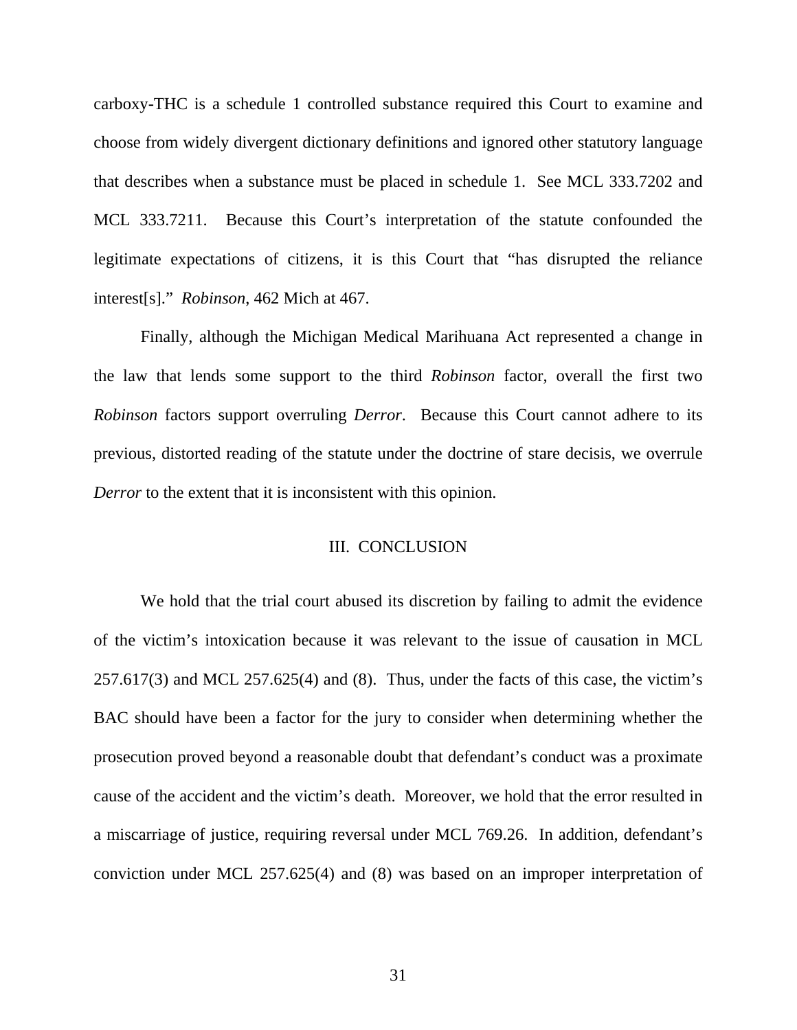carboxy-THC is a schedule 1 controlled substance required this Court to examine and choose from widely divergent dictionary definitions and ignored other statutory language that describes when a substance must be placed in schedule 1. See MCL 333.7202 and MCL 333.7211. Because this Court's interpretation of the statute confounded the legitimate expectations of citizens, it is this Court that "has disrupted the reliance interest[s]." *Robinson*, 462 Mich at 467.

Finally, although the Michigan Medical Marihuana Act represented a change in the law that lends some support to the third *Robinson* factor, overall the first two *Robinson* factors support overruling *Derror*. Because this Court cannot adhere to its previous, distorted reading of the statute under the doctrine of stare decisis, we overrule *Derror* to the extent that it is inconsistent with this opinion.

## III. CONCLUSION

We hold that the trial court abused its discretion by failing to admit the evidence of the victim's intoxication because it was relevant to the issue of causation in MCL 257.617(3) and MCL 257.625(4) and (8). Thus, under the facts of this case, the victim's BAC should have been a factor for the jury to consider when determining whether the prosecution proved beyond a reasonable doubt that defendant's conduct was a proximate cause of the accident and the victim's death. Moreover, we hold that the error resulted in a miscarriage of justice, requiring reversal under MCL 769.26. In addition, defendant's conviction under MCL 257.625(4) and (8) was based on an improper interpretation of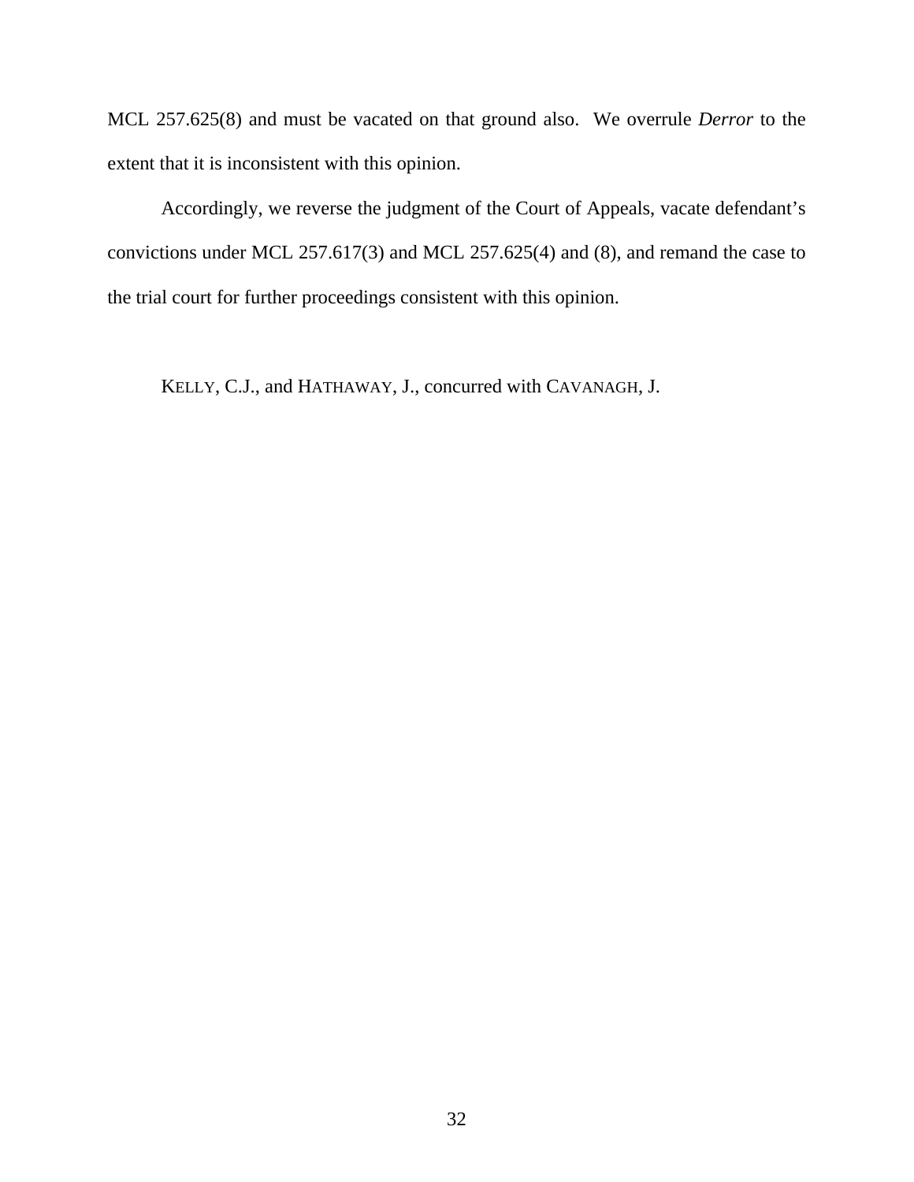MCL 257.625(8) and must be vacated on that ground also. We overrule *Derror* to the extent that it is inconsistent with this opinion.

Accordingly, we reverse the judgment of the Court of Appeals, vacate defendant's convictions under MCL 257.617(3) and MCL 257.625(4) and (8), and remand the case to the trial court for further proceedings consistent with this opinion.

KELLY, C.J., and HATHAWAY, J., concurred with CAVANAGH, J.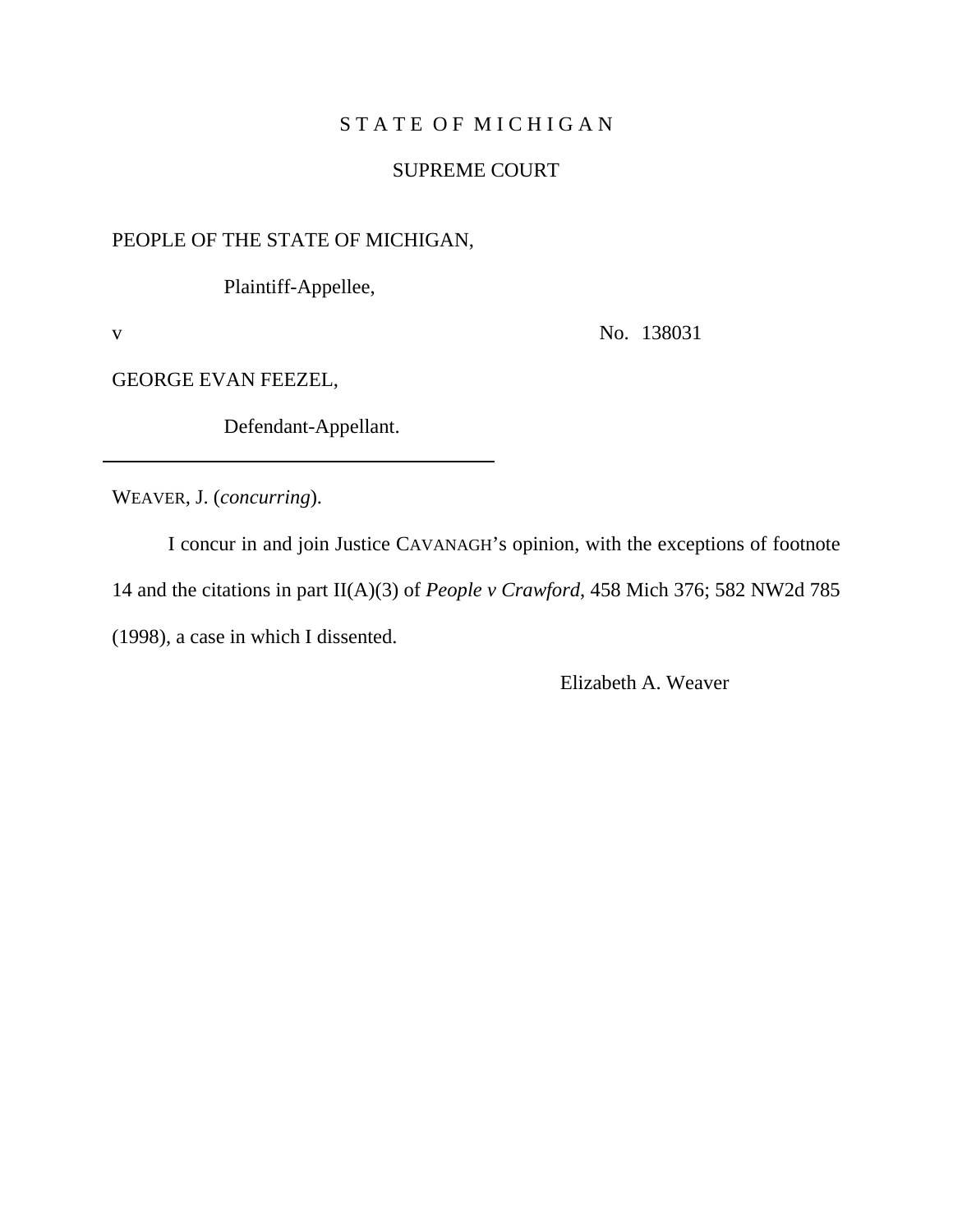STATE OF MICHIGAN

SUPREME COURT

PEOPLE OF THE STATE OF MICHIGAN,

Plaintiff-Appellee,

v No. 138031

GEORGE EVAN FEEZEL,

Defendant-Appellant.

---

WEAVER, J. (*concurring*).

I concur in and join Justice CAVANAGH's opinion, with the exceptions of footnote 14 and the citations in part II(A)(3) of *People v Crawford*, 458 Mich 376; 582 NW2d 785 (1998), a case in which I dissented.

Elizabeth A. Weaver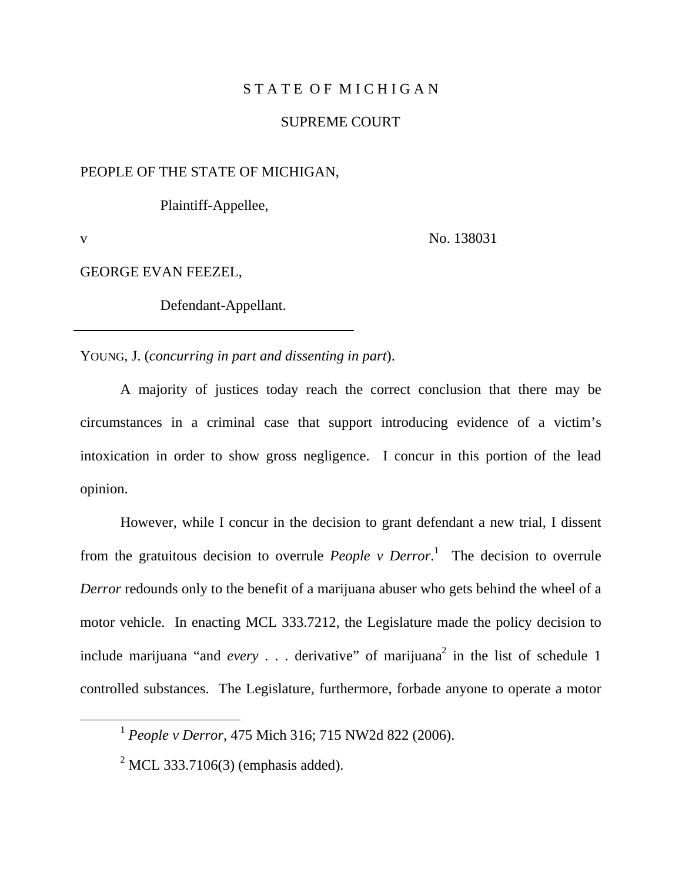STATE OF MICHIGAN

SUPREME COURT

PEOPLE OF THE STATE OF MICHIGAN,

Plaintiff-Appellee,

v  No. 138031

GEORGE EVAN FEEZEL,

Defendant-Appellant.

---

YOUNG, J. (*concurring in part and dissenting in part*).

A majority of justices today reach the correct conclusion that there may be circumstances in a criminal case that support introducing evidence of a victim's intoxication in order to show gross negligence. I concur in this portion of the lead opinion.

However, while I concur in the decision to grant defendant a new trial, I dissent from the gratuitous decision to overrule *People v Derror*.[1] The decision to overrule *Derror* redounds only to the benefit of a marijuana abuser who gets behind the wheel of a motor vehicle. In enacting MCL 333.7212, the Legislature made the policy decision to include marijuana "and *every* . . . derivative" of marijuana[2] in the list of schedule 1 controlled substances. The Legislature, furthermore, forbade anyone to operate a motor

---

[1] *People v Derror*, 475 Mich 316; 715 NW2d 822 (2006).

[2] MCL 333.7106(3) (emphasis added).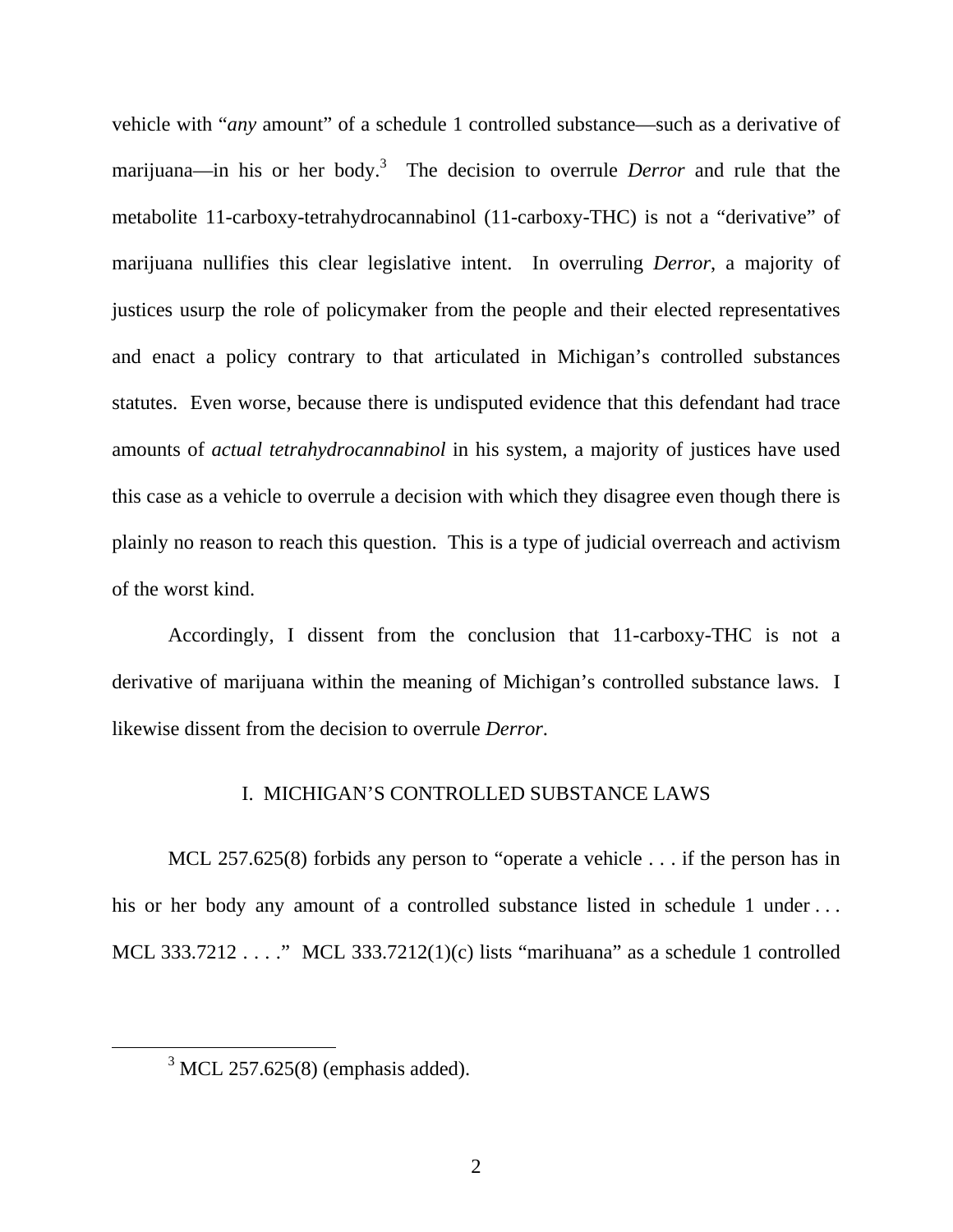vehicle with "*any* amount" of a schedule 1 controlled substance—such as a derivative of marijuana—in his or her body.[3] The decision to overrule *Derror* and rule that the metabolite 11-carboxy-tetrahydrocannabinol (11-carboxy-THC) is not a "derivative" of marijuana nullifies this clear legislative intent. In overruling *Derror*, a majority of justices usurp the role of policymaker from the people and their elected representatives and enact a policy contrary to that articulated in Michigan's controlled substances statutes. Even worse, because there is undisputed evidence that this defendant had trace amounts of *actual tetrahydrocannabinol* in his system, a majority of justices have used this case as a vehicle to overrule a decision with which they disagree even though there is plainly no reason to reach this question. This is a type of judicial overreach and activism of the worst kind.

Accordingly, I dissent from the conclusion that 11-carboxy-THC is not a derivative of marijuana within the meaning of Michigan's controlled substance laws. I likewise dissent from the decision to overrule *Derror*.

## I. MICHIGAN'S CONTROLLED SUBSTANCE LAWS

MCL 257.625(8) forbids any person to "operate a vehicle . . . if the person has in his or her body any amount of a controlled substance listed in schedule 1 under . . . MCL 333.7212 . . . ." MCL 333.7212(1)(c) lists "marihuana" as a schedule 1 controlled

---

[3] MCL 257.625(8) (emphasis added).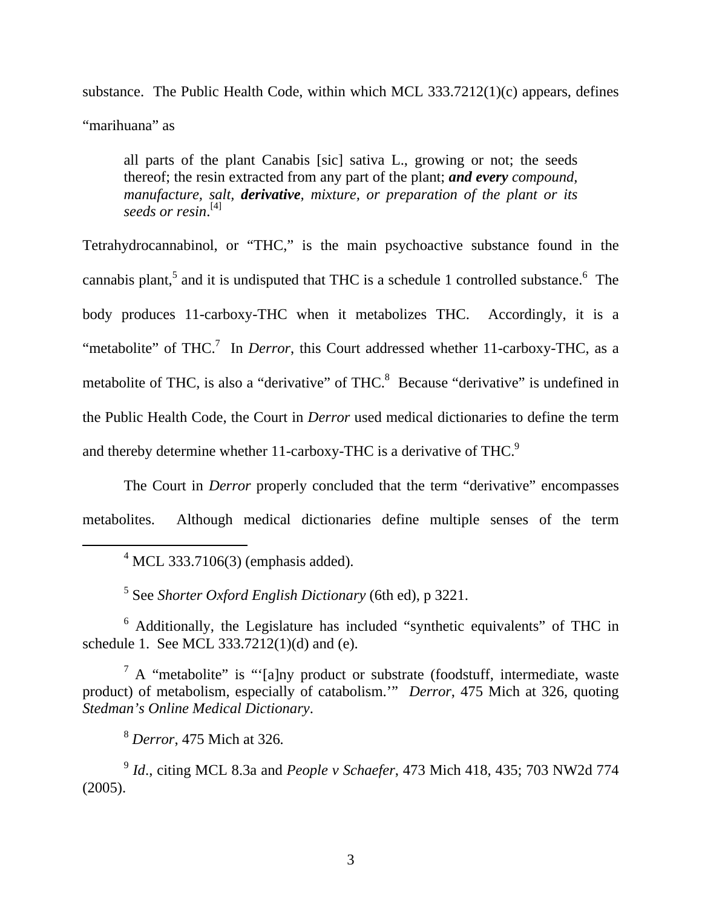substance. The Public Health Code, within which MCL 333.7212(1)(c) appears, defines "marihuana" as

> all parts of the plant Canabis [sic] sativa L., growing or not; the seeds thereof; the resin extracted from any part of the plant; ***and every*** *compound, manufacture, salt,* ***derivative****, mixture, or preparation of the plant or its seeds or resin*.[4]

Tetrahydrocannabinol, or "THC," is the main psychoactive substance found in the cannabis plant,[5] and it is undisputed that THC is a schedule 1 controlled substance.[6] The body produces 11-carboxy-THC when it metabolizes THC. Accordingly, it is a "metabolite" of THC.[7] In *Derror*, this Court addressed whether 11-carboxy-THC, as a metabolite of THC, is also a "derivative" of THC.[8] Because "derivative" is undefined in the Public Health Code, the Court in *Derror* used medical dictionaries to define the term and thereby determine whether 11-carboxy-THC is a derivative of THC.[9]

The Court in *Derror* properly concluded that the term "derivative" encompasses metabolites. Although medical dictionaries define multiple senses of the term

---

[4] MCL 333.7106(3) (emphasis added).

[5] See *Shorter Oxford English Dictionary* (6th ed), p 3221.

[6] Additionally, the Legislature has included "synthetic equivalents" of THC in schedule 1. See MCL 333.7212(1)(d) and (e).

[7] A "metabolite" is "'[a]ny product or substrate (foodstuff, intermediate, waste product) of metabolism, especially of catabolism.'" *Derror*, 475 Mich at 326, quoting *Stedman's Online Medical Dictionary*.

[8] *Derror*, 475 Mich at 326.

[9] *Id*., citing MCL 8.3a and *People v Schaefer*, 473 Mich 418, 435; 703 NW2d 774 (2005).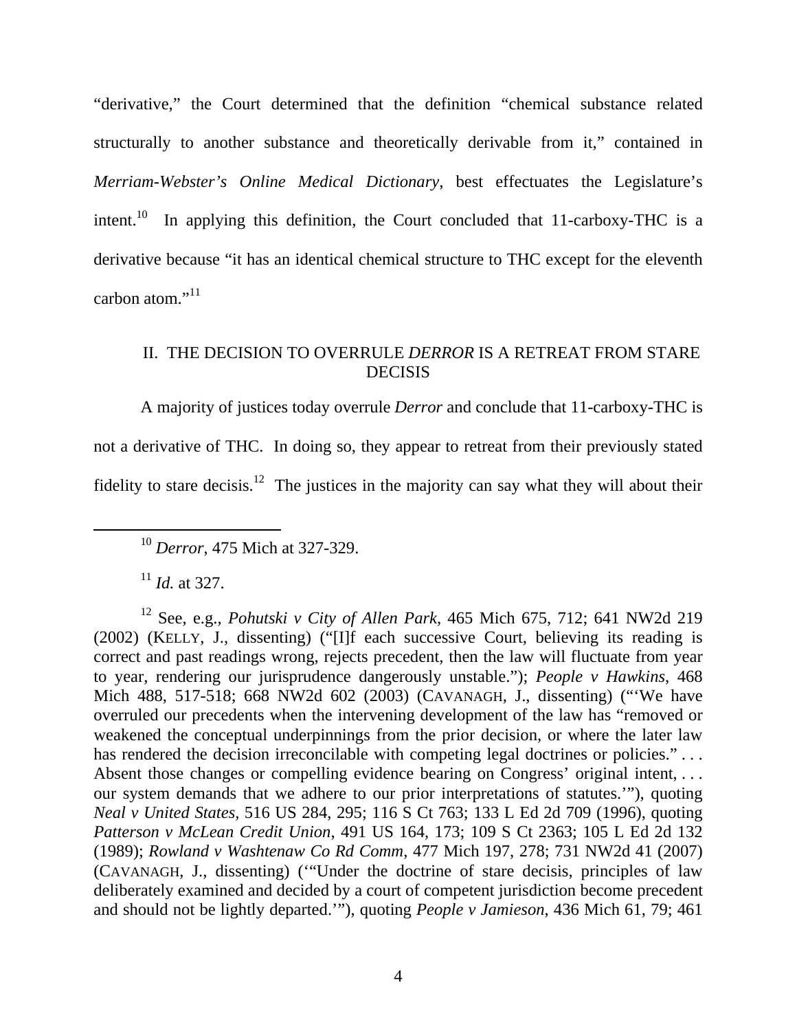"derivative," the Court determined that the definition "chemical substance related structurally to another substance and theoretically derivable from it," contained in *Merriam-Webster's Online Medical Dictionary*, best effectuates the Legislature's intent.[10] In applying this definition, the Court concluded that 11-carboxy-THC is a derivative because "it has an identical chemical structure to THC except for the eleventh carbon atom."[11]

## II. THE DECISION TO OVERRULE *DERROR* IS A RETREAT FROM STARE DECISIS

A majority of justices today overrule *Derror* and conclude that 11-carboxy-THC is not a derivative of THC. In doing so, they appear to retreat from their previously stated fidelity to stare decisis.[12] The justices in the majority can say what they will about their

---

[10] *Derror*, 475 Mich at 327-329.

[11] *Id.* at 327.

[12] See, e.g., *Pohutski v City of Allen Park*, 465 Mich 675, 712; 641 NW2d 219 (2002) (KELLY, J., dissenting) ("[I]f each successive Court, believing its reading is correct and past readings wrong, rejects precedent, then the law will fluctuate from year to year, rendering our jurisprudence dangerously unstable."); *People v Hawkins*, 468 Mich 488, 517-518; 668 NW2d 602 (2003) (CAVANAGH, J., dissenting) ("'We have overruled our precedents when the intervening development of the law has "removed or weakened the conceptual underpinnings from the prior decision, or where the later law has rendered the decision irreconcilable with competing legal doctrines or policies." . . . Absent those changes or compelling evidence bearing on Congress' original intent, . . . our system demands that we adhere to our prior interpretations of statutes.'"), quoting *Neal v United States*, 516 US 284, 295; 116 S Ct 763; 133 L Ed 2d 709 (1996), quoting *Patterson v McLean Credit Union*, 491 US 164, 173; 109 S Ct 2363; 105 L Ed 2d 132 (1989); *Rowland v Washtenaw Co Rd Comm*, 477 Mich 197, 278; 731 NW2d 41 (2007) (CAVANAGH, J., dissenting) ('"Under the doctrine of stare decisis, principles of law deliberately examined and decided by a court of competent jurisdiction become precedent and should not be lightly departed.'"), quoting *People v Jamieson*, 436 Mich 61, 79; 461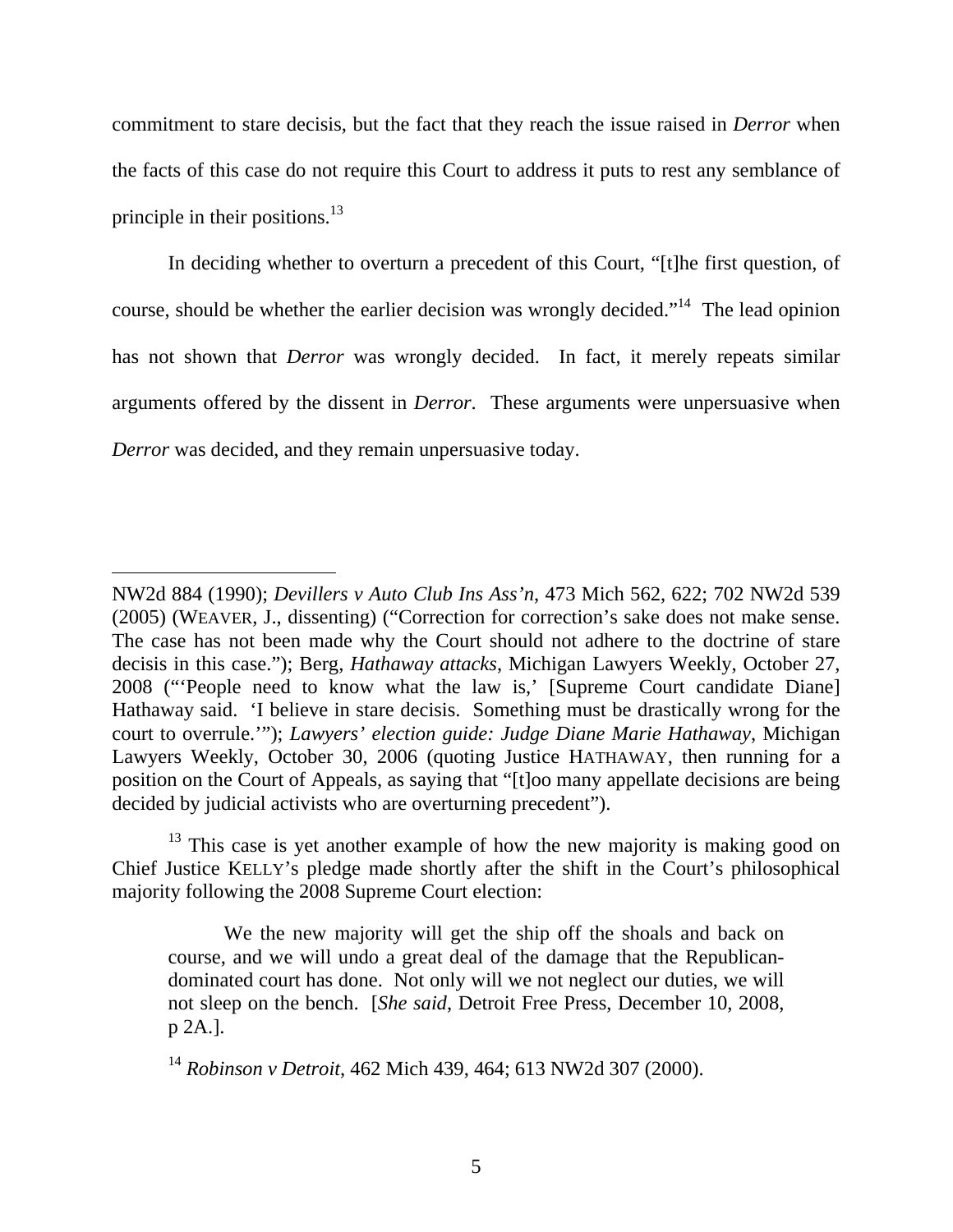commitment to stare decisis, but the fact that they reach the issue raised in *Derror* when the facts of this case do not require this Court to address it puts to rest any semblance of principle in their positions.[13]

In deciding whether to overturn a precedent of this Court, "[t]he first question, of course, should be whether the earlier decision was wrongly decided."[14] The lead opinion has not shown that *Derror* was wrongly decided. In fact, it merely repeats similar arguments offered by the dissent in *Derror*. These arguments were unpersuasive when *Derror* was decided, and they remain unpersuasive today.

---

NW2d 884 (1990); *Devillers v Auto Club Ins Ass'n*, 473 Mich 562, 622; 702 NW2d 539 (2005) (WEAVER, J., dissenting) ("Correction for correction's sake does not make sense. The case has not been made why the Court should not adhere to the doctrine of stare decisis in this case."); Berg, *Hathaway attacks*, Michigan Lawyers Weekly, October 27, 2008 ("'People need to know what the law is,' [Supreme Court candidate Diane] Hathaway said. 'I believe in stare decisis. Something must be drastically wrong for the court to overrule.'"); *Lawyers' election guide: Judge Diane Marie Hathaway*, Michigan Lawyers Weekly, October 30, 2006 (quoting Justice HATHAWAY, then running for a position on the Court of Appeals, as saying that "[t]oo many appellate decisions are being decided by judicial activists who are overturning precedent").

[13] This case is yet another example of how the new majority is making good on Chief Justice KELLY's pledge made shortly after the shift in the Court's philosophical majority following the 2008 Supreme Court election:

> We the new majority will get the ship off the shoals and back on course, and we will undo a great deal of the damage that the Republican-dominated court has done. Not only will we not neglect our duties, we will not sleep on the bench. [*She said*, Detroit Free Press, December 10, 2008, p 2A.].

[14] *Robinson v Detroit*, 462 Mich 439, 464; 613 NW2d 307 (2000).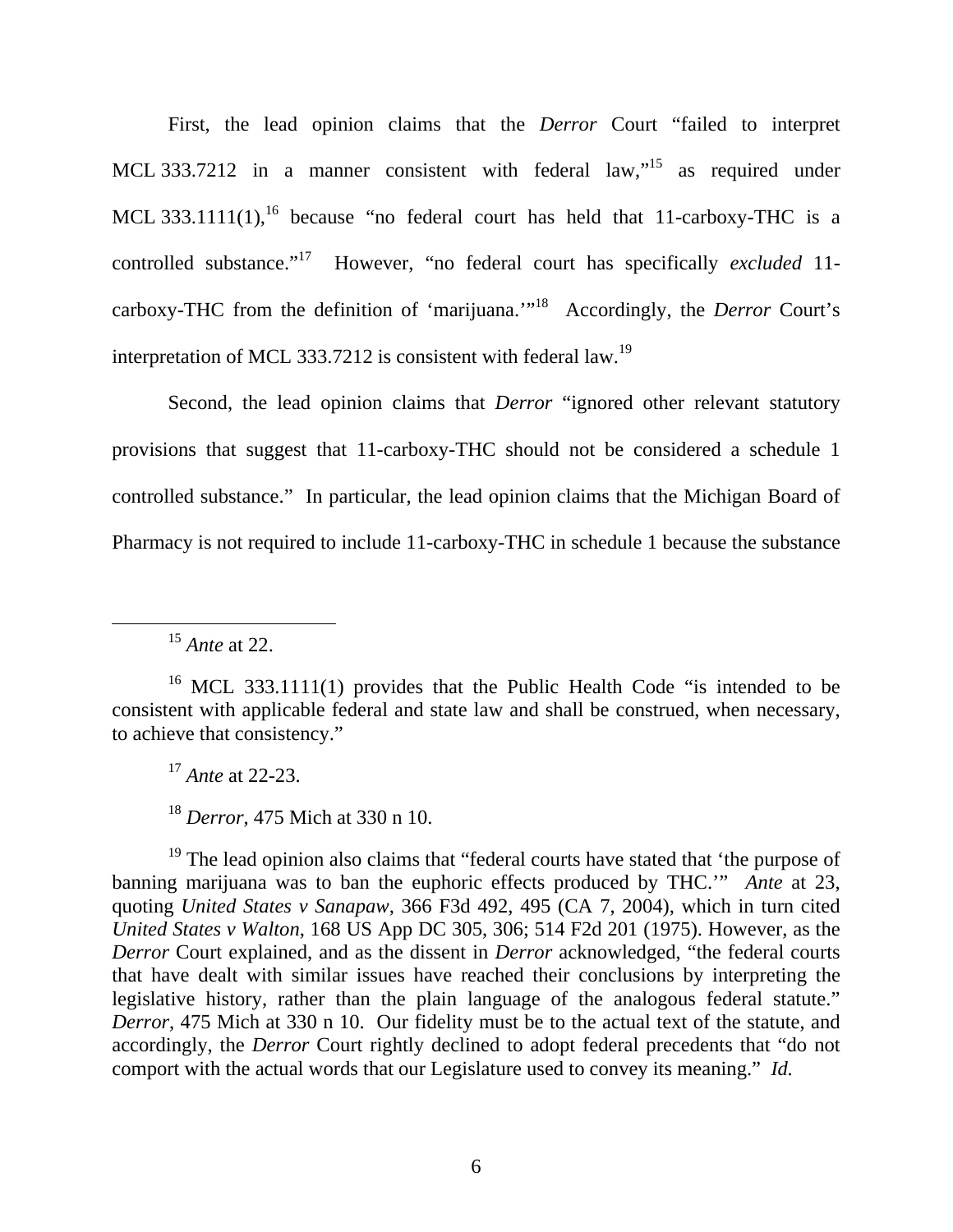First, the lead opinion claims that the *Derror* Court "failed to interpret MCL 333.7212 in a manner consistent with federal law,"[15] as required under MCL 333.1111(1),[16] because "no federal court has held that 11-carboxy-THC is a controlled substance."[17] However, "no federal court has specifically *excluded* 11-carboxy-THC from the definition of 'marijuana.'"[18] Accordingly, the *Derror* Court's interpretation of MCL 333.7212 is consistent with federal law.[19]

Second, the lead opinion claims that *Derror* "ignored other relevant statutory provisions that suggest that 11-carboxy-THC should not be considered a schedule 1 controlled substance." In particular, the lead opinion claims that the Michigan Board of Pharmacy is not required to include 11-carboxy-THC in schedule 1 because the substance

---

[15] *Ante* at 22.

[16] MCL 333.1111(1) provides that the Public Health Code "is intended to be consistent with applicable federal and state law and shall be construed, when necessary, to achieve that consistency."

[17] *Ante* at 22-23.

[18] *Derror*, 475 Mich at 330 n 10.

[19] The lead opinion also claims that "federal courts have stated that 'the purpose of banning marijuana was to ban the euphoric effects produced by THC.'" *Ante* at 23, quoting *United States v Sanapaw*, 366 F3d 492, 495 (CA 7, 2004), which in turn cited *United States v Walton*, 168 US App DC 305, 306; 514 F2d 201 (1975). However, as the *Derror* Court explained, and as the dissent in *Derror* acknowledged, "the federal courts that have dealt with similar issues have reached their conclusions by interpreting the legislative history, rather than the plain language of the analogous federal statute." *Derror*, 475 Mich at 330 n 10. Our fidelity must be to the actual text of the statute, and accordingly, the *Derror* Court rightly declined to adopt federal precedents that "do not comport with the actual words that our Legislature used to convey its meaning." *Id.*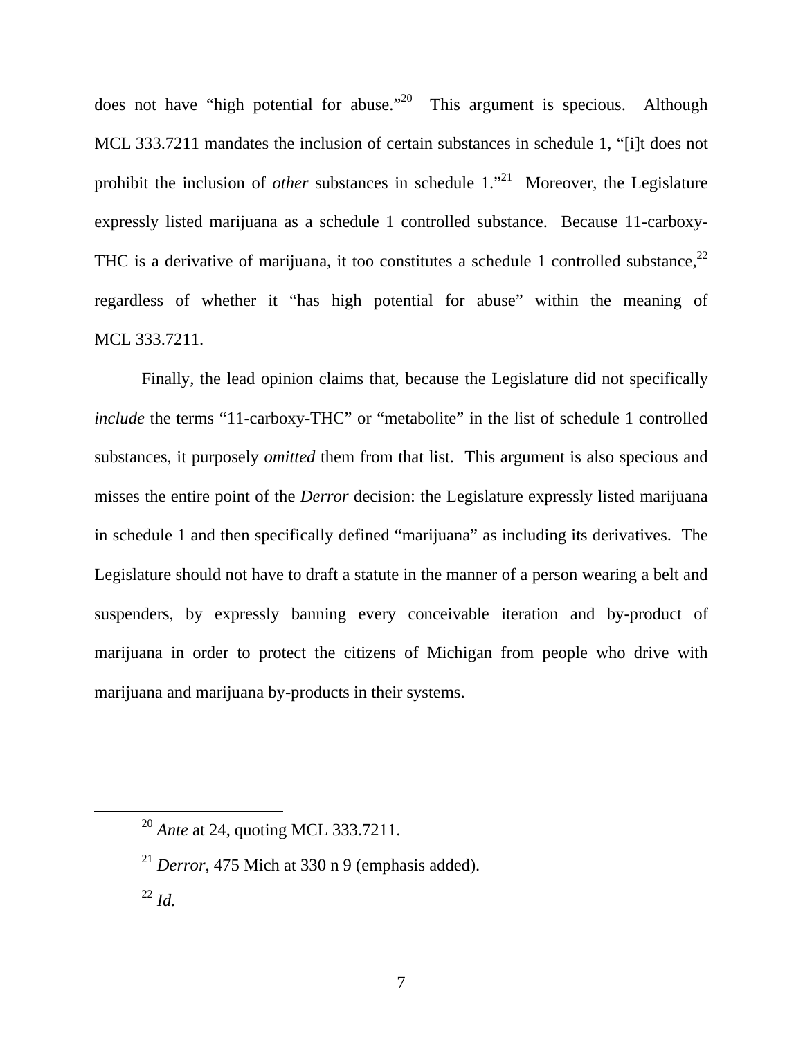does not have "high potential for abuse."[20] This argument is specious. Although MCL 333.7211 mandates the inclusion of certain substances in schedule 1, "[i]t does not prohibit the inclusion of *other* substances in schedule 1."[21] Moreover, the Legislature expressly listed marijuana as a schedule 1 controlled substance. Because 11-carboxy-THC is a derivative of marijuana, it too constitutes a schedule 1 controlled substance,[22] regardless of whether it "has high potential for abuse" within the meaning of MCL 333.7211.

Finally, the lead opinion claims that, because the Legislature did not specifically *include* the terms "11-carboxy-THC" or "metabolite" in the list of schedule 1 controlled substances, it purposely *omitted* them from that list. This argument is also specious and misses the entire point of the *Derror* decision: the Legislature expressly listed marijuana in schedule 1 and then specifically defined "marijuana" as including its derivatives. The Legislature should not have to draft a statute in the manner of a person wearing a belt and suspenders, by expressly banning every conceivable iteration and by-product of marijuana in order to protect the citizens of Michigan from people who drive with marijuana and marijuana by-products in their systems.

---

[20] *Ante* at 24, quoting MCL 333.7211.

[21] *Derror*, 475 Mich at 330 n 9 (emphasis added).

[22] *Id.*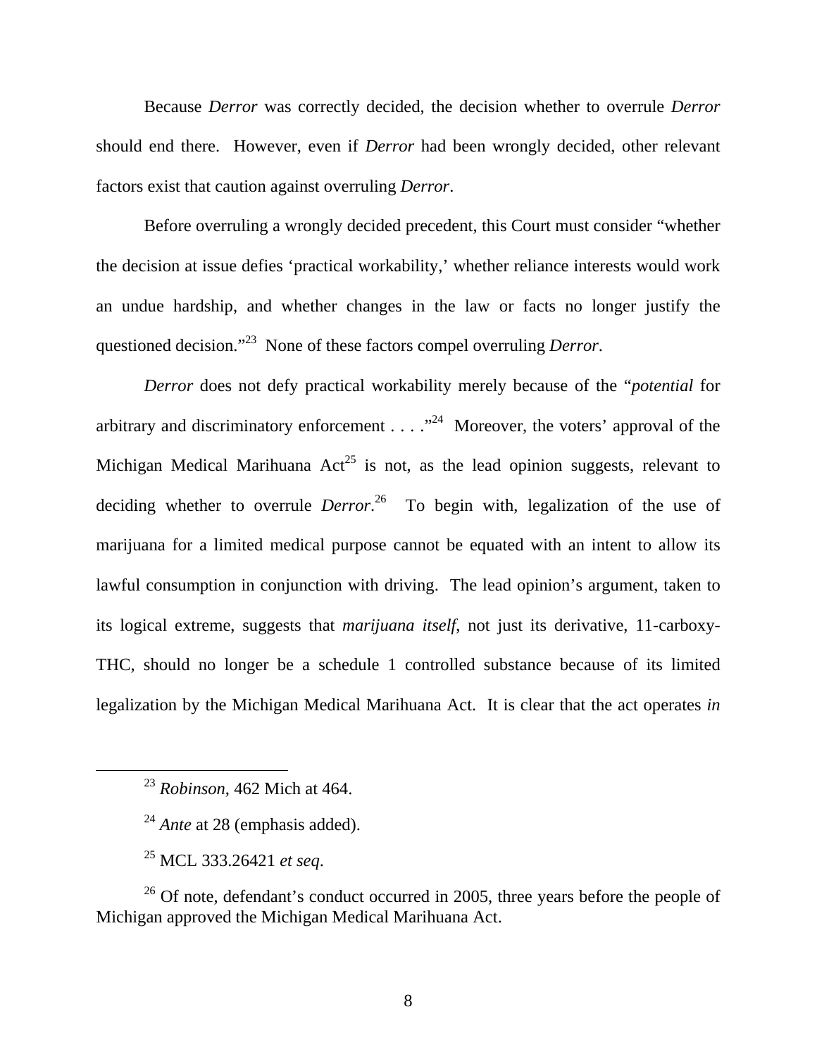Because *Derror* was correctly decided, the decision whether to overrule *Derror* should end there. However, even if *Derror* had been wrongly decided, other relevant factors exist that caution against overruling *Derror*.

Before overruling a wrongly decided precedent, this Court must consider "whether the decision at issue defies 'practical workability,' whether reliance interests would work an undue hardship, and whether changes in the law or facts no longer justify the questioned decision."[23] None of these factors compel overruling *Derror*.

*Derror* does not defy practical workability merely because of the "*potential* for arbitrary and discriminatory enforcement . . . ."[24] Moreover, the voters' approval of the Michigan Medical Marihuana Act[25] is not, as the lead opinion suggests, relevant to deciding whether to overrule *Derror*.[26] To begin with, legalization of the use of marijuana for a limited medical purpose cannot be equated with an intent to allow its lawful consumption in conjunction with driving. The lead opinion's argument, taken to its logical extreme, suggests that *marijuana itself*, not just its derivative, 11-carboxy-THC, should no longer be a schedule 1 controlled substance because of its limited legalization by the Michigan Medical Marihuana Act. It is clear that the act operates *in*

---

[23] *Robinson*, 462 Mich at 464.

[24] *Ante* at 28 (emphasis added).

[25] MCL 333.26421 *et seq*.

[26] Of note, defendant's conduct occurred in 2005, three years before the people of Michigan approved the Michigan Medical Marihuana Act.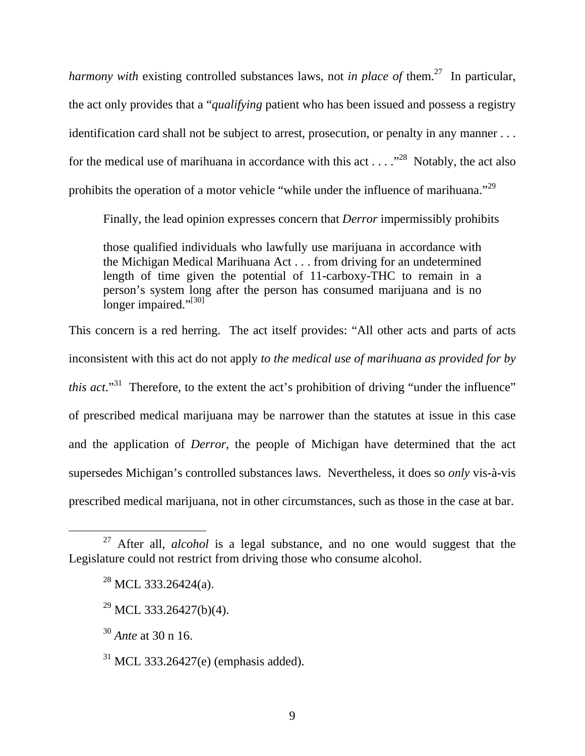*harmony with* existing controlled substances laws, not *in place of* them.[27] In particular, the act only provides that a "*qualifying* patient who has been issued and possess a registry identification card shall not be subject to arrest, prosecution, or penalty in any manner . . . for the medical use of marihuana in accordance with this act . . . ."[28] Notably, the act also prohibits the operation of a motor vehicle "while under the influence of marihuana."[29]

Finally, the lead opinion expresses concern that *Derror* impermissibly prohibits

> those qualified individuals who lawfully use marijuana in accordance with the Michigan Medical Marihuana Act . . . from driving for an undetermined length of time given the potential of 11-carboxy-THC to remain in a person's system long after the person has consumed marijuana and is no longer impaired."[30]

This concern is a red herring. The act itself provides: "All other acts and parts of acts inconsistent with this act do not apply *to the medical use of marihuana as provided for by this act*."[31] Therefore, to the extent the act's prohibition of driving "under the influence" of prescribed medical marijuana may be narrower than the statutes at issue in this case and the application of *Derror*, the people of Michigan have determined that the act supersedes Michigan's controlled substances laws. Nevertheless, it does so *only* vis-à-vis prescribed medical marijuana, not in other circumstances, such as those in the case at bar.

---

[27] After all, *alcohol* is a legal substance, and no one would suggest that the Legislature could not restrict from driving those who consume alcohol.

[28] MCL 333.26424(a).

[29] MCL 333.26427(b)(4).

[30] *Ante* at 30 n 16.

[31] MCL 333.26427(e) (emphasis added).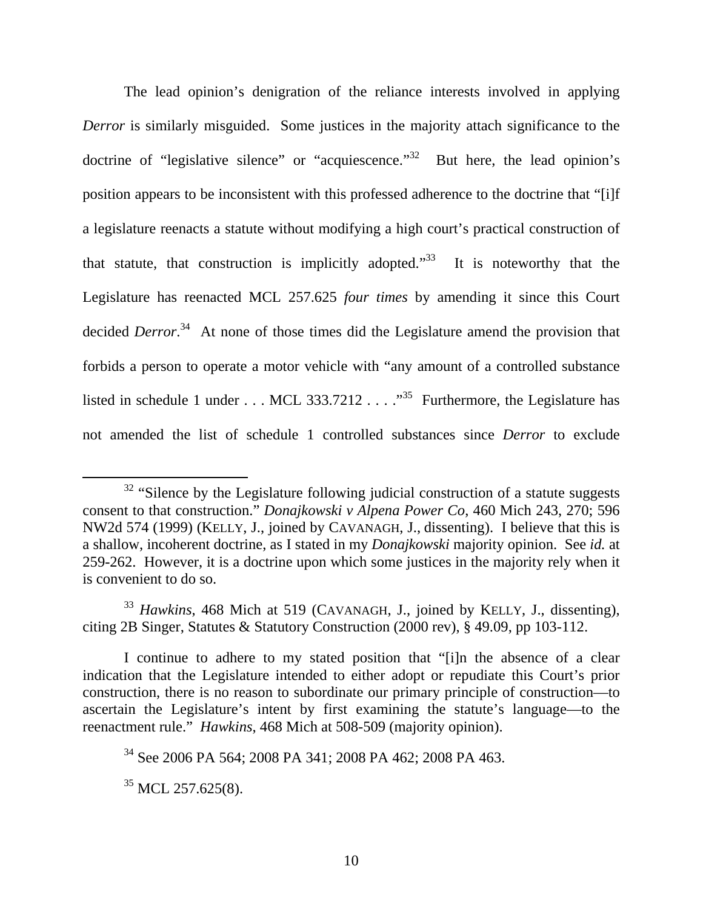The lead opinion's denigration of the reliance interests involved in applying *Derror* is similarly misguided. Some justices in the majority attach significance to the doctrine of "legislative silence" or "acquiescence."[32] But here, the lead opinion's position appears to be inconsistent with this professed adherence to the doctrine that "[i]f a legislature reenacts a statute without modifying a high court's practical construction of that statute, that construction is implicitly adopted."[33] It is noteworthy that the Legislature has reenacted MCL 257.625 *four times* by amending it since this Court decided *Derror*.[34] At none of those times did the Legislature amend the provision that forbids a person to operate a motor vehicle with "any amount of a controlled substance listed in schedule 1 under . . . MCL 333.7212 . . . ."[35] Furthermore, the Legislature has not amended the list of schedule 1 controlled substances since *Derror* to exclude

---

[32] "Silence by the Legislature following judicial construction of a statute suggests consent to that construction." *Donajkowski v Alpena Power Co*, 460 Mich 243, 270; 596 NW2d 574 (1999) (KELLY, J., joined by CAVANAGH, J., dissenting). I believe that this is a shallow, incoherent doctrine, as I stated in my *Donajkowski* majority opinion. See *id.* at 259-262. However, it is a doctrine upon which some justices in the majority rely when it is convenient to do so.

[33] *Hawkins*, 468 Mich at 519 (CAVANAGH, J., joined by KELLY, J., dissenting), citing 2B Singer, Statutes & Statutory Construction (2000 rev), § 49.09, pp 103-112.

I continue to adhere to my stated position that "[i]n the absence of a clear indication that the Legislature intended to either adopt or repudiate this Court's prior construction, there is no reason to subordinate our primary principle of construction—to ascertain the Legislature's intent by first examining the statute's language—to the reenactment rule." *Hawkins*, 468 Mich at 508-509 (majority opinion).

[34] See 2006 PA 564; 2008 PA 341; 2008 PA 462; 2008 PA 463.

[35] MCL 257.625(8).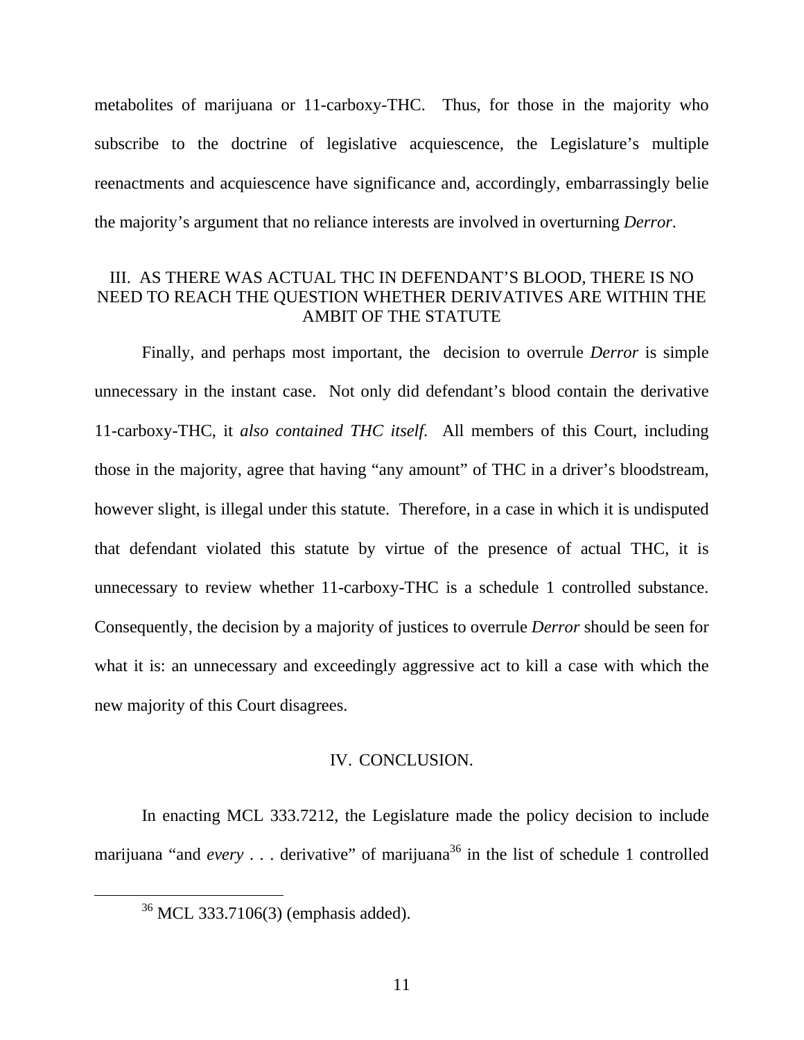metabolites of marijuana or 11-carboxy-THC. Thus, for those in the majority who subscribe to the doctrine of legislative acquiescence, the Legislature's multiple reenactments and acquiescence have significance and, accordingly, embarrassingly belie the majority's argument that no reliance interests are involved in overturning *Derror*.

## III. AS THERE WAS ACTUAL THC IN DEFENDANT'S BLOOD, THERE IS NO NEED TO REACH THE QUESTION WHETHER DERIVATIVES ARE WITHIN THE AMBIT OF THE STATUTE

Finally, and perhaps most important, the decision to overrule *Derror* is simple unnecessary in the instant case. Not only did defendant's blood contain the derivative 11-carboxy-THC, it *also contained THC itself*. All members of this Court, including those in the majority, agree that having "any amount" of THC in a driver's bloodstream, however slight, is illegal under this statute. Therefore, in a case in which it is undisputed that defendant violated this statute by virtue of the presence of actual THC, it is unnecessary to review whether 11-carboxy-THC is a schedule 1 controlled substance. Consequently, the decision by a majority of justices to overrule *Derror* should be seen for what it is: an unnecessary and exceedingly aggressive act to kill a case with which the new majority of this Court disagrees.

## IV. CONCLUSION.

In enacting MCL 333.7212, the Legislature made the policy decision to include marijuana "and *every* . . . derivative" of marijuana[36] in the list of schedule 1 controlled

[36] MCL 333.7106(3) (emphasis added).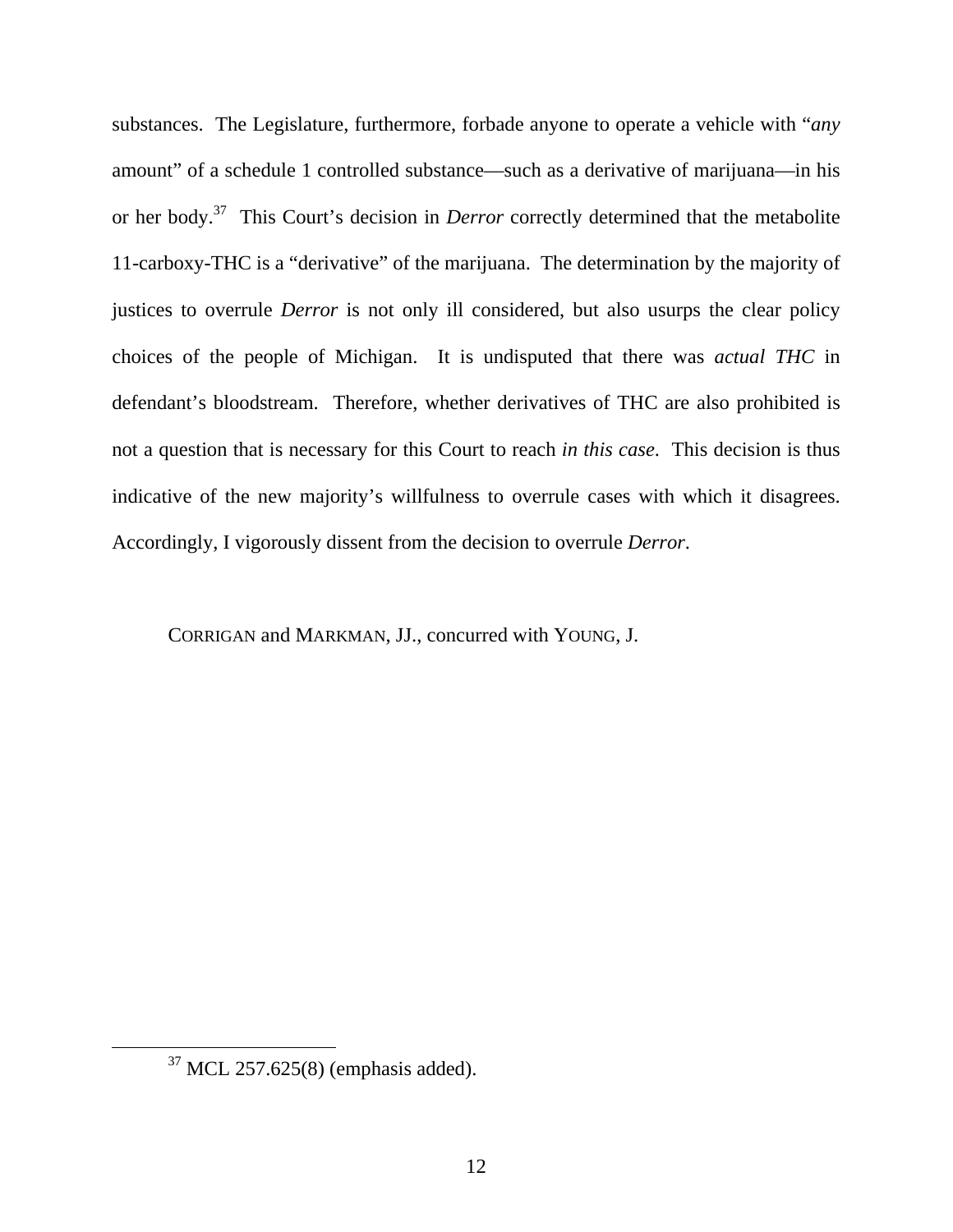substances. The Legislature, furthermore, forbade anyone to operate a vehicle with "*any* amount" of a schedule 1 controlled substance—such as a derivative of marijuana—in his or her body.[37] This Court's decision in *Derror* correctly determined that the metabolite 11-carboxy-THC is a "derivative" of the marijuana. The determination by the majority of justices to overrule *Derror* is not only ill considered, but also usurps the clear policy choices of the people of Michigan. It is undisputed that there was *actual THC* in defendant's bloodstream. Therefore, whether derivatives of THC are also prohibited is not a question that is necessary for this Court to reach *in this case*. This decision is thus indicative of the new majority's willfulness to overrule cases with which it disagrees. Accordingly, I vigorously dissent from the decision to overrule *Derror*.

CORRIGAN and MARKMAN, JJ., concurred with YOUNG, J.

---

[37] MCL 257.625(8) (emphasis added).